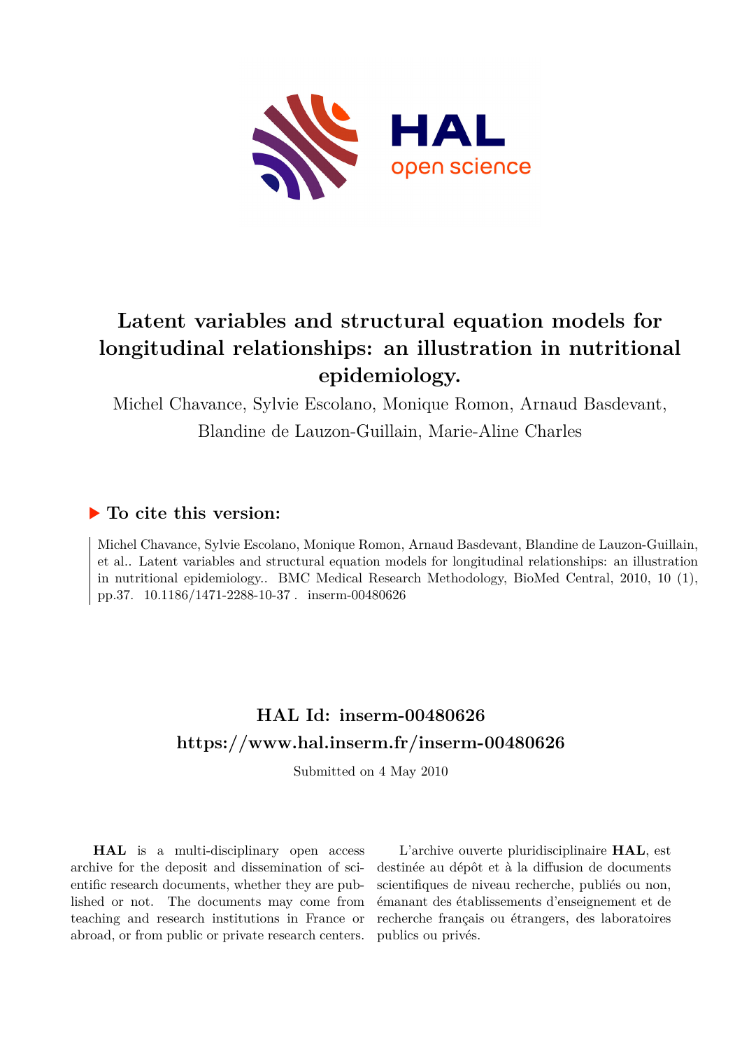# Latent variables and structural equation models for longitudinal relationships: an illustration in nutritional epidemiology.

Michel Chavance, Sylvie Escolano, Monique Romon, Arnaud Basdevant, Blandine de Lauzon-Guillain, Marie-Aline Charles

## ▶ To cite this version:

Michel Chavance, Sylvie Escolano, Monique Romon, Arnaud Basdevant, Blandine de Lauzon-Guillain, et al.. Latent variables and structural equation models for longitudinal relationships: an illustration in nutritional epidemiology.. BMC Medical Research Methodology, BioMed Central, 2010, 10 (1), pp.37. 10.1186/1471-2288-10-37 . inserm-00480626

## HAL Id: inserm-00480626

## https://www.hal.inserm.fr/inserm-00480626

Submitted on 4 May 2010

**HAL** is a multi-disciplinary open access archive for the deposit and dissemination of scientific research documents, whether they are published or not. The documents may come from teaching and research institutions in France or abroad, or from public or private research centers.

L'archive ouverte pluridisciplinaire **HAL**, est destinée au dépôt et à la diffusion de documents scientifiques de niveau recherche, publiés ou non, émanant des établissements d'enseignement et de recherche français ou étrangers, des laboratoires publics ou privés.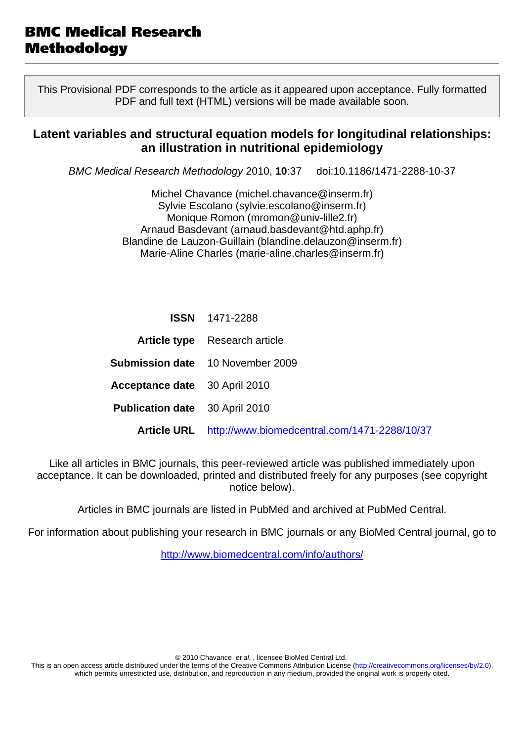# BMC Medical Research Methodology

This Provisional PDF corresponds to the article as it appeared upon acceptance. Fully formatted PDF and full text (HTML) versions will be made available soon.

## Latent variables and structural equation models for longitudinal relationships: an illustration in nutritional epidemiology

*BMC Medical Research Methodology* 2010, **10**:37 doi:10.1186/1471-2288-10-37

Michel Chavance (michel.chavance@inserm.fr)
Sylvie Escolano (sylvie.escolano@inserm.fr)
Monique Romon (mromon@univ-lille2.fr)
Arnaud Basdevant (arnaud.basdevant@htd.aphp.fr)
Blandine de Lauzon-Guillain (blandine.delauzon@inserm.fr)
Marie-Aline Charles (marie-aline.charles@inserm.fr)

| | |
|---|---|
| **ISSN** | 1471-2288 |
| **Article type** | Research article |
| **Submission date** | 10 November 2009 |
| **Acceptance date** | 30 April 2010 |
| **Publication date** | 30 April 2010 |
| **Article URL** | http://www.biomedcentral.com/1471-2288/10/37 |

Like all articles in BMC journals, this peer-reviewed article was published immediately upon acceptance. It can be downloaded, printed and distributed freely for any purposes (see copyright notice below).

Articles in BMC journals are listed in PubMed and archived at PubMed Central.

For information about publishing your research in BMC journals or any BioMed Central journal, go to

http://www.biomedcentral.com/info/authors/

© 2010 Chavance *et al.* , licensee BioMed Central Ltd.
This is an open access article distributed under the terms of the Creative Commons Attribution License (http://creativecommons.org/licenses/by/2.0), which permits unrestricted use, distribution, and reproduction in any medium, provided the original work is properly cited.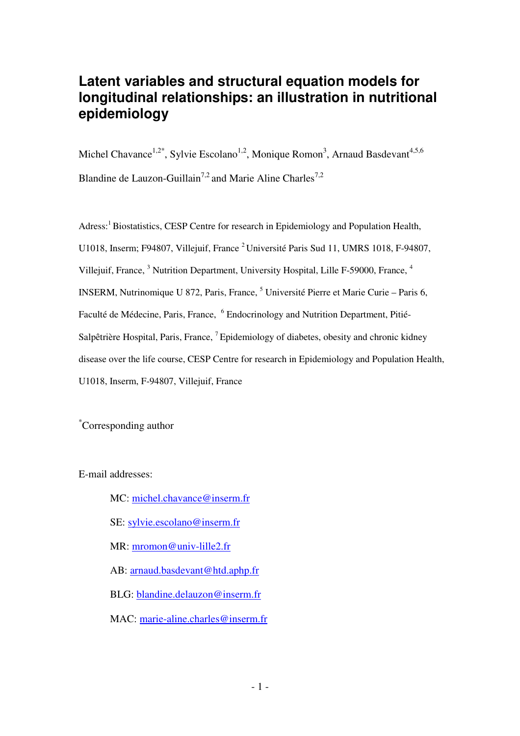# Latent variables and structural equation models for longitudinal relationships: an illustration in nutritional epidemiology

Michel Chavance[1,2*], Sylvie Escolano[1,2], Monique Romon[3], Arnaud Basdevant[4,5,6] Blandine de Lauzon-Guillain[7,2] and Marie Aline Charles[7,2]

Adress:[1] Biostatistics, CESP Centre for research in Epidemiology and Population Health, U1018, Inserm; F94807, Villejuif, France [2] Université Paris Sud 11, UMRS 1018, F-94807, Villejuif, France, [3] Nutrition Department, University Hospital, Lille F-59000, France, [4] INSERM, Nutrinomique U 872, Paris, France, [5] Université Pierre et Marie Curie – Paris 6, Faculté de Médecine, Paris, France, [6] Endocrinology and Nutrition Department, Pitié-Salpêtrière Hospital, Paris, France, [7] Epidemiology of diabetes, obesity and chronic kidney disease over the life course, CESP Centre for research in Epidemiology and Population Health, U1018, Inserm, F-94807, Villejuif, France

[*]Corresponding author

E-mail addresses:

MC: michel.chavance@inserm.fr

SE: sylvie.escolano@inserm.fr

MR: mromon@univ-lille2.fr

AB: arnaud.basdevant@htd.aphp.fr

BLG: blandine.delauzon@inserm.fr

MAC: marie-aline.charles@inserm.fr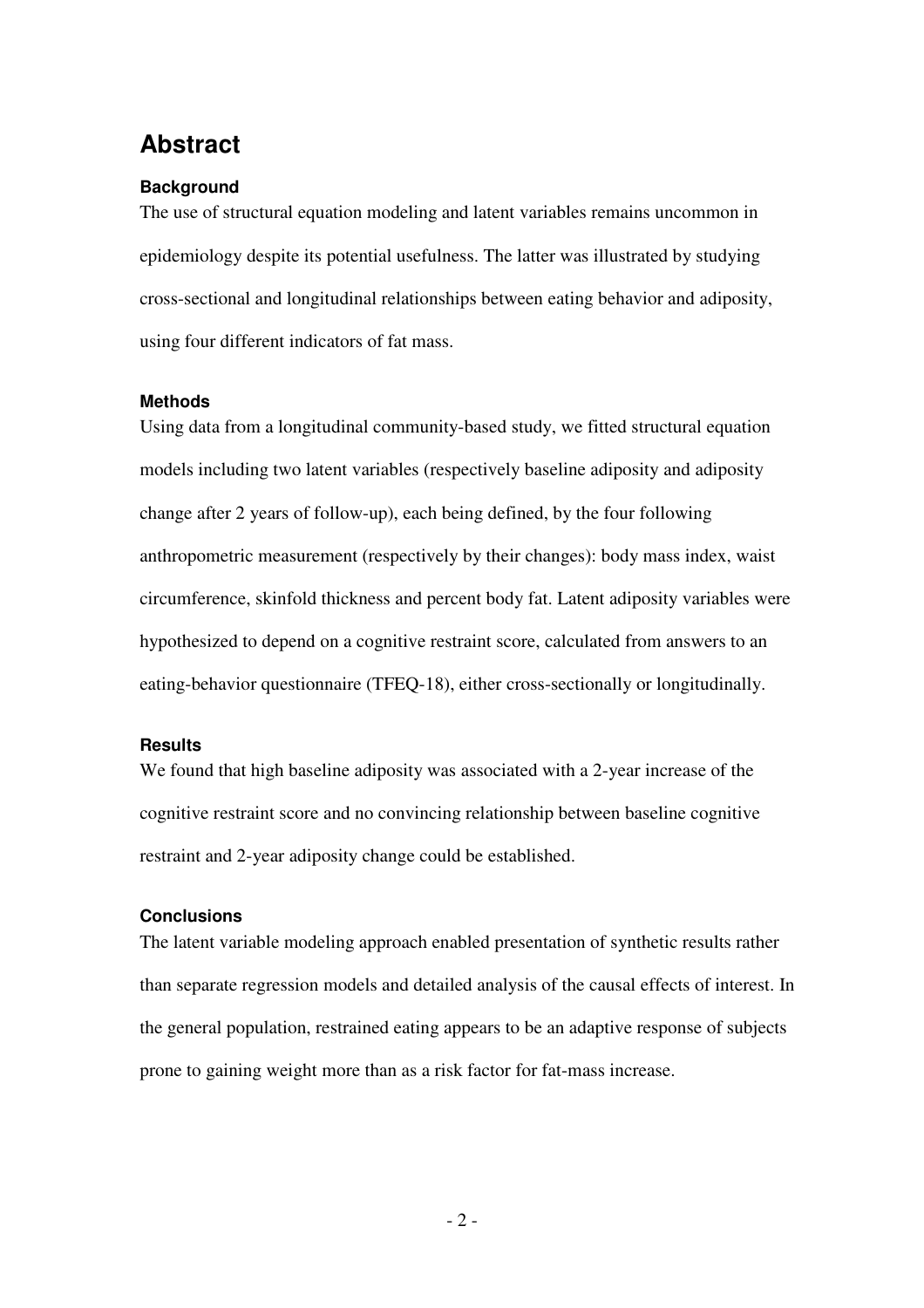# Abstract

### Background

The use of structural equation modeling and latent variables remains uncommon in epidemiology despite its potential usefulness. The latter was illustrated by studying cross-sectional and longitudinal relationships between eating behavior and adiposity, using four different indicators of fat mass.

### Methods

Using data from a longitudinal community-based study, we fitted structural equation models including two latent variables (respectively baseline adiposity and adiposity change after 2 years of follow-up), each being defined, by the four following anthropometric measurement (respectively by their changes): body mass index, waist circumference, skinfold thickness and percent body fat. Latent adiposity variables were hypothesized to depend on a cognitive restraint score, calculated from answers to an eating-behavior questionnaire (TFEQ-18), either cross-sectionally or longitudinally.

### Results

We found that high baseline adiposity was associated with a 2-year increase of the cognitive restraint score and no convincing relationship between baseline cognitive restraint and 2-year adiposity change could be established.

### Conclusions

The latent variable modeling approach enabled presentation of synthetic results rather than separate regression models and detailed analysis of the causal effects of interest. In the general population, restrained eating appears to be an adaptive response of subjects prone to gaining weight more than as a risk factor for fat-mass increase.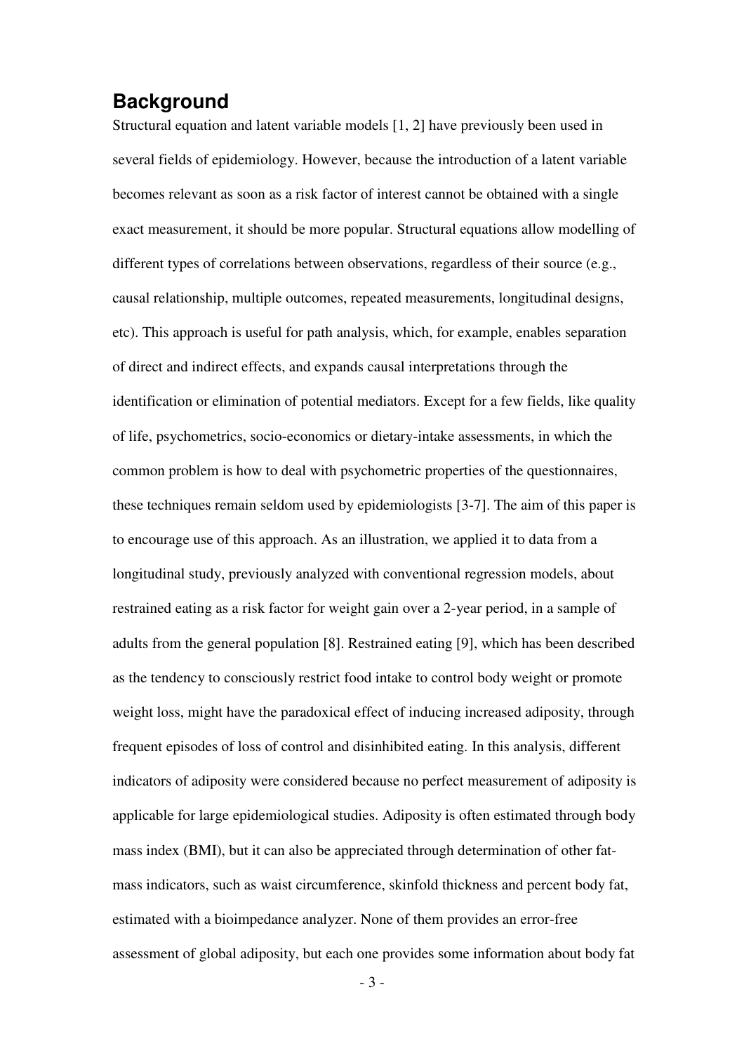## Background

Structural equation and latent variable models [1, 2] have previously been used in several fields of epidemiology. However, because the introduction of a latent variable becomes relevant as soon as a risk factor of interest cannot be obtained with a single exact measurement, it should be more popular. Structural equations allow modelling of different types of correlations between observations, regardless of their source (e.g., causal relationship, multiple outcomes, repeated measurements, longitudinal designs, etc). This approach is useful for path analysis, which, for example, enables separation of direct and indirect effects, and expands causal interpretations through the identification or elimination of potential mediators. Except for a few fields, like quality of life, psychometrics, socio-economics or dietary-intake assessments, in which the common problem is how to deal with psychometric properties of the questionnaires, these techniques remain seldom used by epidemiologists [3-7]. The aim of this paper is to encourage use of this approach. As an illustration, we applied it to data from a longitudinal study, previously analyzed with conventional regression models, about restrained eating as a risk factor for weight gain over a 2-year period, in a sample of adults from the general population [8]. Restrained eating [9], which has been described as the tendency to consciously restrict food intake to control body weight or promote weight loss, might have the paradoxical effect of inducing increased adiposity, through frequent episodes of loss of control and disinhibited eating. In this analysis, different indicators of adiposity were considered because no perfect measurement of adiposity is applicable for large epidemiological studies. Adiposity is often estimated through body mass index (BMI), but it can also be appreciated through determination of other fat-mass indicators, such as waist circumference, skinfold thickness and percent body fat, estimated with a bioimpedance analyzer. None of them provides an error-free assessment of global adiposity, but each one provides some information about body fat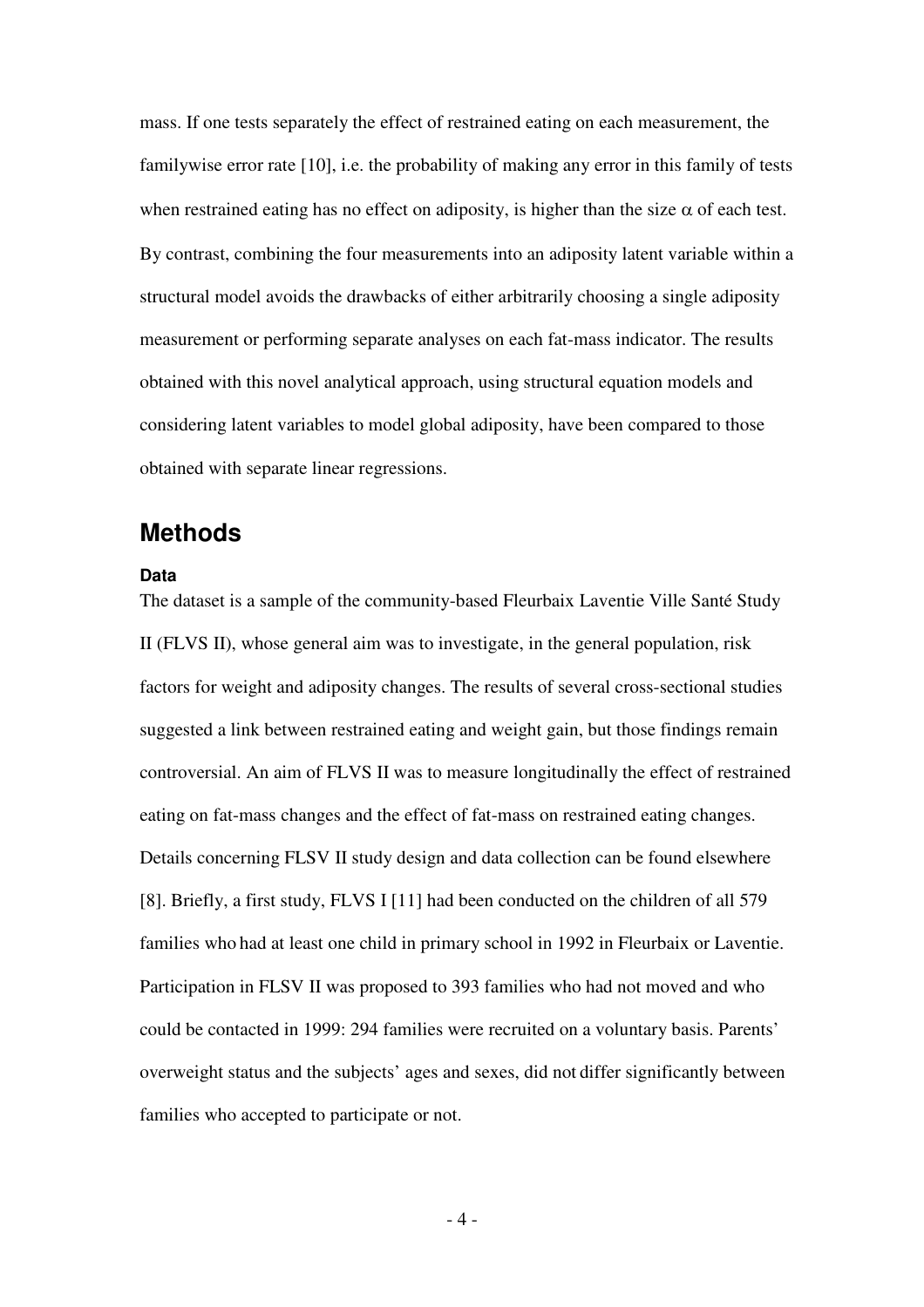mass. If one tests separately the effect of restrained eating on each measurement, the familywise error rate [10], i.e. the probability of making any error in this family of tests when restrained eating has no effect on adiposity, is higher than the size $\alpha$ of each test. By contrast, combining the four measurements into an adiposity latent variable within a structural model avoids the drawbacks of either arbitrarily choosing a single adiposity measurement or performing separate analyses on each fat-mass indicator. The results obtained with this novel analytical approach, using structural equation models and considering latent variables to model global adiposity, have been compared to those obtained with separate linear regressions.

## Methods

### Data

The dataset is a sample of the community-based Fleurbaix Laventie Ville Santé Study II (FLVS II), whose general aim was to investigate, in the general population, risk factors for weight and adiposity changes. The results of several cross-sectional studies suggested a link between restrained eating and weight gain, but those findings remain controversial. An aim of FLVS II was to measure longitudinally the effect of restrained eating on fat-mass changes and the effect of fat-mass on restrained eating changes. Details concerning FLSV II study design and data collection can be found elsewhere [8]. Briefly, a first study, FLVS I [11] had been conducted on the children of all 579 families who had at least one child in primary school in 1992 in Fleurbaix or Laventie. Participation in FLSV II was proposed to 393 families who had not moved and who could be contacted in 1999: 294 families were recruited on a voluntary basis. Parents' overweight status and the subjects' ages and sexes, did not differ significantly between families who accepted to participate or not.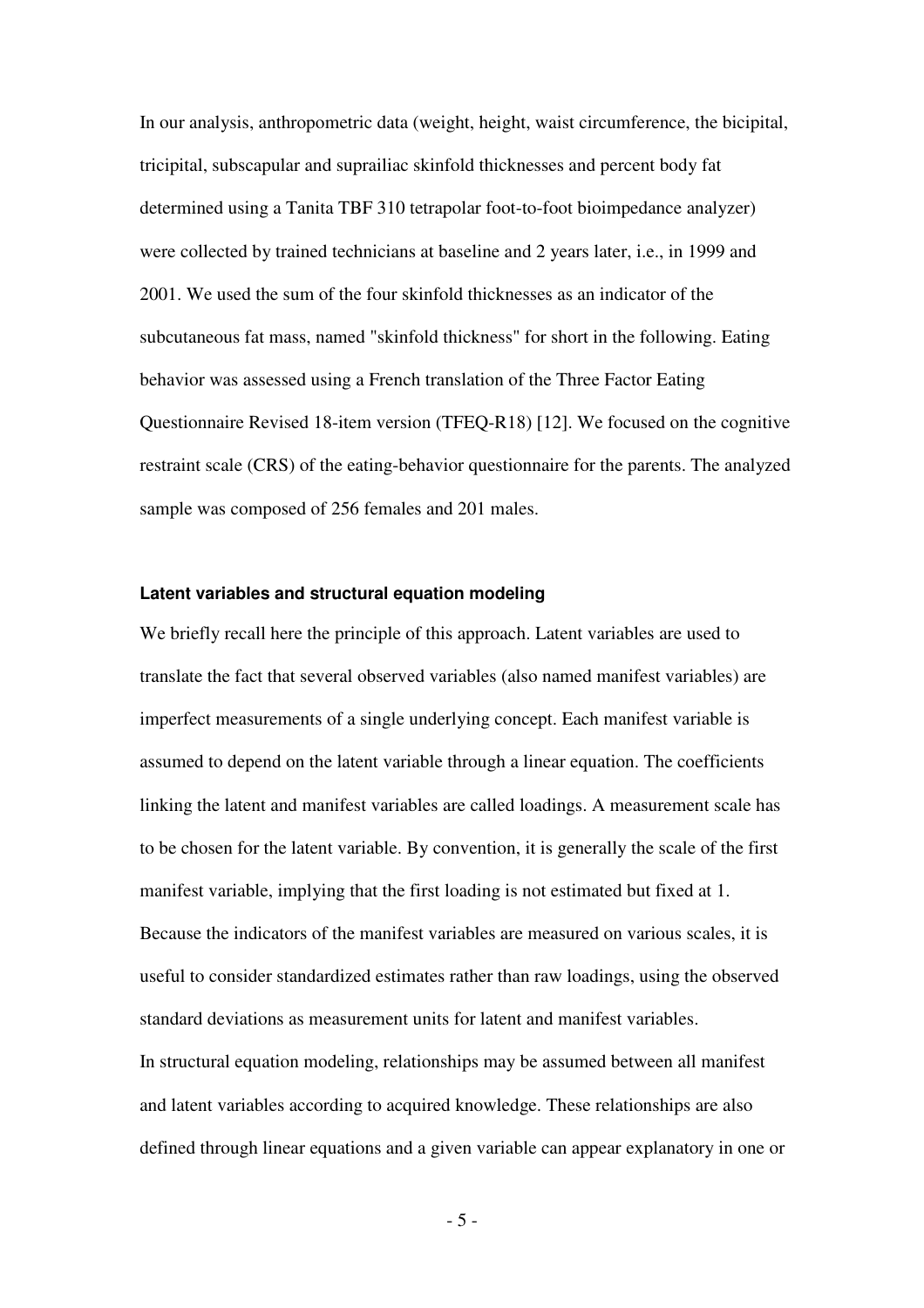In our analysis, anthropometric data (weight, height, waist circumference, the bicipital, tricipital, subscapular and suprailiac skinfold thicknesses and percent body fat determined using a Tanita TBF 310 tetrapolar foot-to-foot bioimpedance analyzer) were collected by trained technicians at baseline and 2 years later, i.e., in 1999 and 2001. We used the sum of the four skinfold thicknesses as an indicator of the subcutaneous fat mass, named "skinfold thickness" for short in the following. Eating behavior was assessed using a French translation of the Three Factor Eating Questionnaire Revised 18-item version (TFEQ-R18) [12]. We focused on the cognitive restraint scale (CRS) of the eating-behavior questionnaire for the parents. The analyzed sample was composed of 256 females and 201 males.

### Latent variables and structural equation modeling

We briefly recall here the principle of this approach. Latent variables are used to translate the fact that several observed variables (also named manifest variables) are imperfect measurements of a single underlying concept. Each manifest variable is assumed to depend on the latent variable through a linear equation. The coefficients linking the latent and manifest variables are called loadings. A measurement scale has to be chosen for the latent variable. By convention, it is generally the scale of the first manifest variable, implying that the first loading is not estimated but fixed at 1. Because the indicators of the manifest variables are measured on various scales, it is useful to consider standardized estimates rather than raw loadings, using the observed standard deviations as measurement units for latent and manifest variables.

In structural equation modeling, relationships may be assumed between all manifest and latent variables according to acquired knowledge. These relationships are also defined through linear equations and a given variable can appear explanatory in one or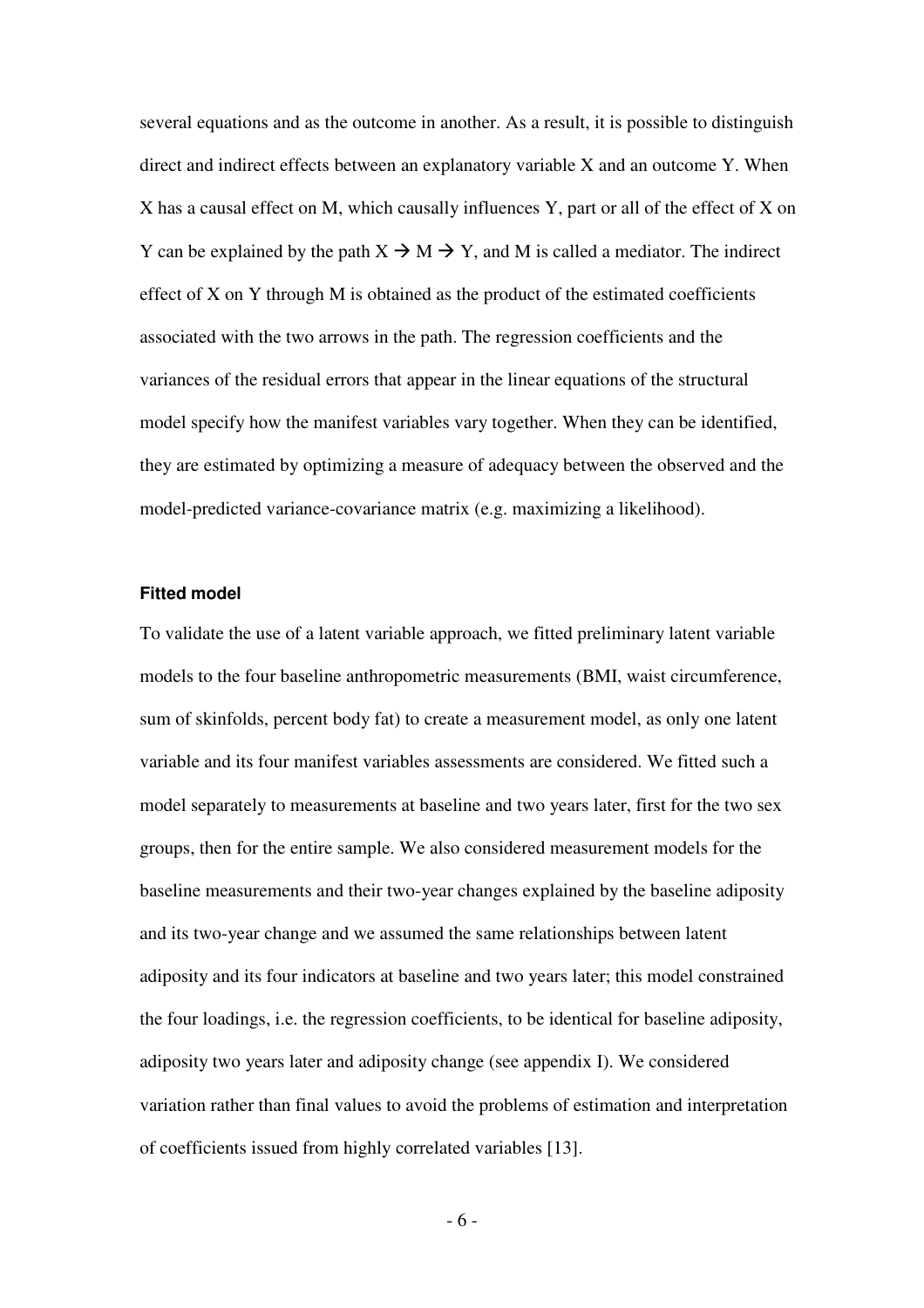several equations and as the outcome in another. As a result, it is possible to distinguish direct and indirect effects between an explanatory variable X and an outcome Y. When X has a causal effect on M, which causally influences Y, part or all of the effect of X on Y can be explained by the path $X \rightarrow M \rightarrow Y$, and M is called a mediator. The indirect effect of X on Y through M is obtained as the product of the estimated coefficients associated with the two arrows in the path. The regression coefficients and the variances of the residual errors that appear in the linear equations of the structural model specify how the manifest variables vary together. When they can be identified, they are estimated by optimizing a measure of adequacy between the observed and the model-predicted variance-covariance matrix (e.g. maximizing a likelihood).

#### Fitted model

To validate the use of a latent variable approach, we fitted preliminary latent variable models to the four baseline anthropometric measurements (BMI, waist circumference, sum of skinfolds, percent body fat) to create a measurement model, as only one latent variable and its four manifest variables assessments are considered. We fitted such a model separately to measurements at baseline and two years later, first for the two sex groups, then for the entire sample. We also considered measurement models for the baseline measurements and their two-year changes explained by the baseline adiposity and its two-year change and we assumed the same relationships between latent adiposity and its four indicators at baseline and two years later; this model constrained the four loadings, i.e. the regression coefficients, to be identical for baseline adiposity, adiposity two years later and adiposity change (see appendix I). We considered variation rather than final values to avoid the problems of estimation and interpretation of coefficients issued from highly correlated variables [13].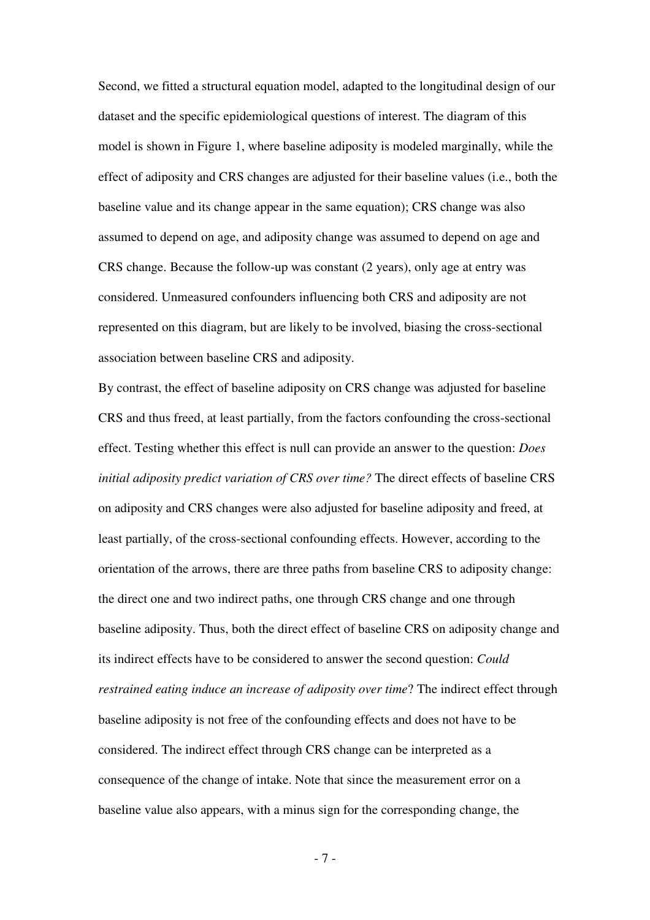Second, we fitted a structural equation model, adapted to the longitudinal design of our dataset and the specific epidemiological questions of interest. The diagram of this model is shown in Figure 1, where baseline adiposity is modeled marginally, while the effect of adiposity and CRS changes are adjusted for their baseline values (i.e., both the baseline value and its change appear in the same equation); CRS change was also assumed to depend on age, and adiposity change was assumed to depend on age and CRS change. Because the follow-up was constant (2 years), only age at entry was considered. Unmeasured confounders influencing both CRS and adiposity are not represented on this diagram, but are likely to be involved, biasing the cross-sectional association between baseline CRS and adiposity.

By contrast, the effect of baseline adiposity on CRS change was adjusted for baseline CRS and thus freed, at least partially, from the factors confounding the cross-sectional effect. Testing whether this effect is null can provide an answer to the question: *Does initial adiposity predict variation of CRS over time?* The direct effects of baseline CRS on adiposity and CRS changes were also adjusted for baseline adiposity and freed, at least partially, of the cross-sectional confounding effects. However, according to the orientation of the arrows, there are three paths from baseline CRS to adiposity change: the direct one and two indirect paths, one through CRS change and one through baseline adiposity. Thus, both the direct effect of baseline CRS on adiposity change and its indirect effects have to be considered to answer the second question: *Could restrained eating induce an increase of adiposity over time*? The indirect effect through baseline adiposity is not free of the confounding effects and does not have to be considered. The indirect effect through CRS change can be interpreted as a consequence of the change of intake. Note that since the measurement error on a baseline value also appears, with a minus sign for the corresponding change, the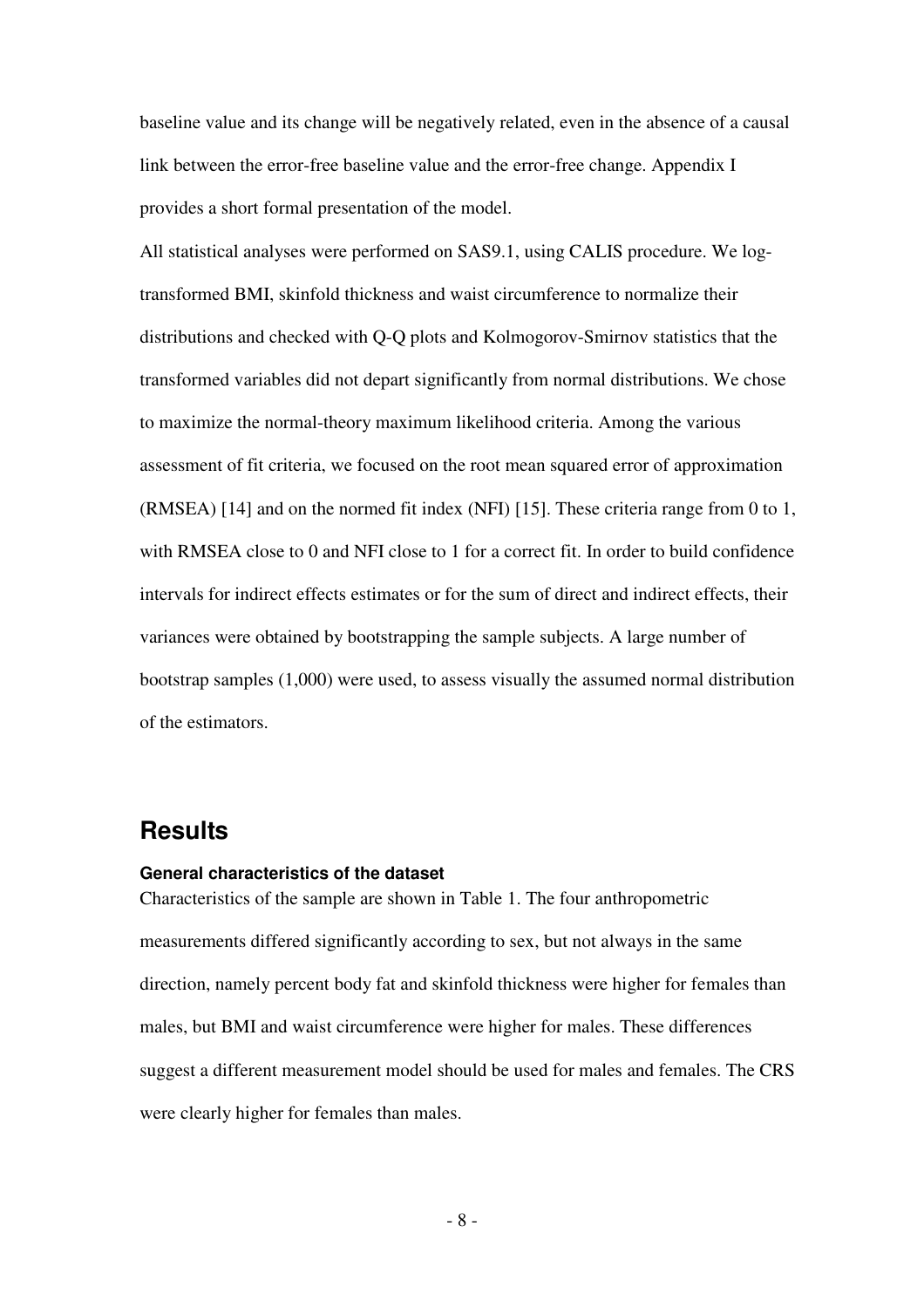baseline value and its change will be negatively related, even in the absence of a causal link between the error-free baseline value and the error-free change. Appendix I provides a short formal presentation of the model.

All statistical analyses were performed on SAS9.1, using CALIS procedure. We log-transformed BMI, skinfold thickness and waist circumference to normalize their distributions and checked with Q-Q plots and Kolmogorov-Smirnov statistics that the transformed variables did not depart significantly from normal distributions. We chose to maximize the normal-theory maximum likelihood criteria. Among the various assessment of fit criteria, we focused on the root mean squared error of approximation (RMSEA) [14] and on the normed fit index (NFI) [15]. These criteria range from 0 to 1, with RMSEA close to 0 and NFI close to 1 for a correct fit. In order to build confidence intervals for indirect effects estimates or for the sum of direct and indirect effects, their variances were obtained by bootstrapping the sample subjects. A large number of bootstrap samples (1,000) were used, to assess visually the assumed normal distribution of the estimators.

## Results

### General characteristics of the dataset

Characteristics of the sample are shown in Table 1. The four anthropometric measurements differed significantly according to sex, but not always in the same direction, namely percent body fat and skinfold thickness were higher for females than males, but BMI and waist circumference were higher for males. These differences suggest a different measurement model should be used for males and females. The CRS were clearly higher for females than males.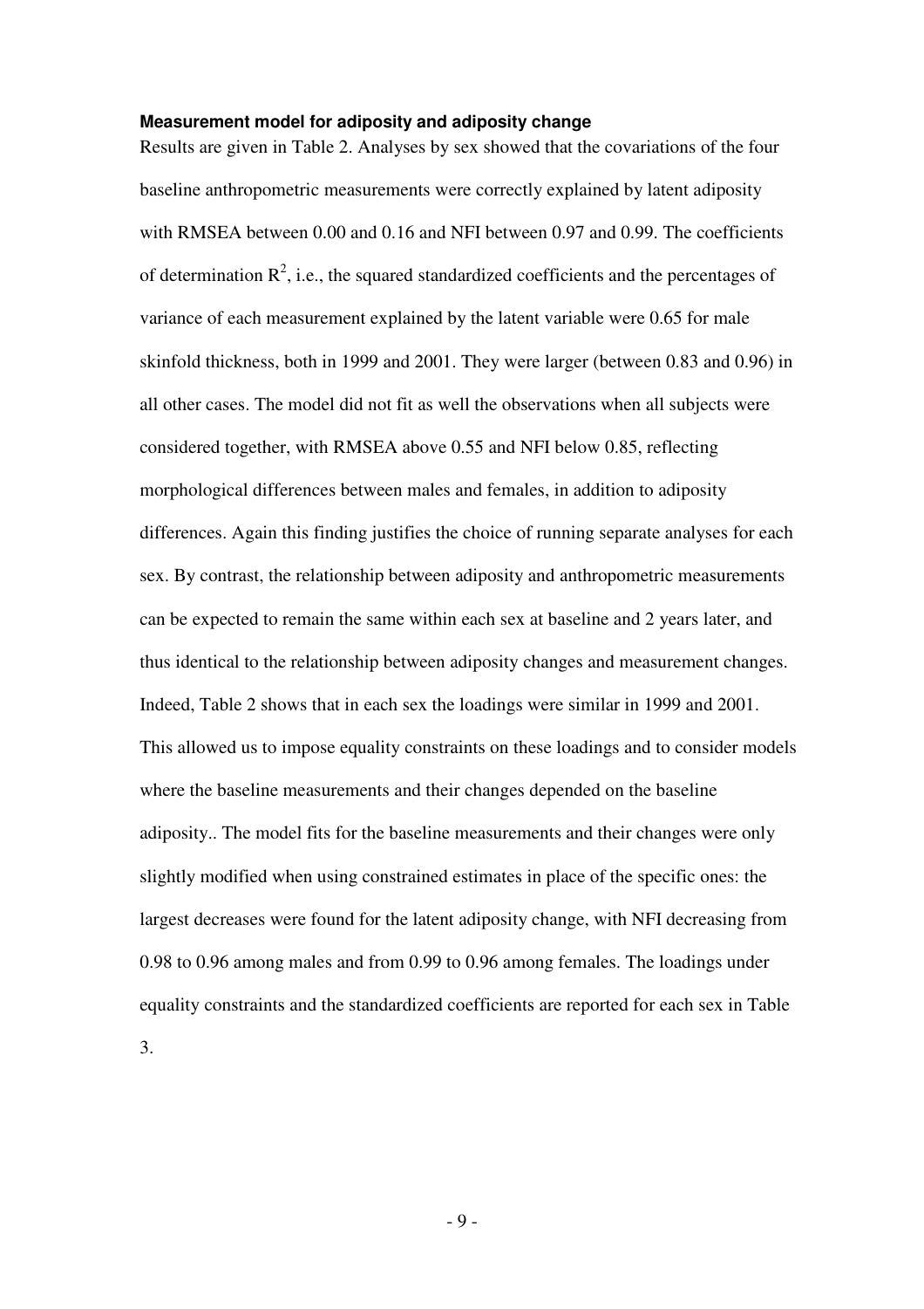### Measurement model for adiposity and adiposity change

Results are given in Table 2. Analyses by sex showed that the covariations of the four baseline anthropometric measurements were correctly explained by latent adiposity with RMSEA between 0.00 and 0.16 and NFI between 0.97 and 0.99. The coefficients of determination $R^2$, i.e., the squared standardized coefficients and the percentages of variance of each measurement explained by the latent variable were 0.65 for male skinfold thickness, both in 1999 and 2001. They were larger (between 0.83 and 0.96) in all other cases. The model did not fit as well the observations when all subjects were considered together, with RMSEA above 0.55 and NFI below 0.85, reflecting morphological differences between males and females, in addition to adiposity differences. Again this finding justifies the choice of running separate analyses for each sex. By contrast, the relationship between adiposity and anthropometric measurements can be expected to remain the same within each sex at baseline and 2 years later, and thus identical to the relationship between adiposity changes and measurement changes. Indeed, Table 2 shows that in each sex the loadings were similar in 1999 and 2001. This allowed us to impose equality constraints on these loadings and to consider models where the baseline measurements and their changes depended on the baseline adiposity.. The model fits for the baseline measurements and their changes were only slightly modified when using constrained estimates in place of the specific ones: the largest decreases were found for the latent adiposity change, with NFI decreasing from 0.98 to 0.96 among males and from 0.99 to 0.96 among females. The loadings under equality constraints and the standardized coefficients are reported for each sex in Table 3.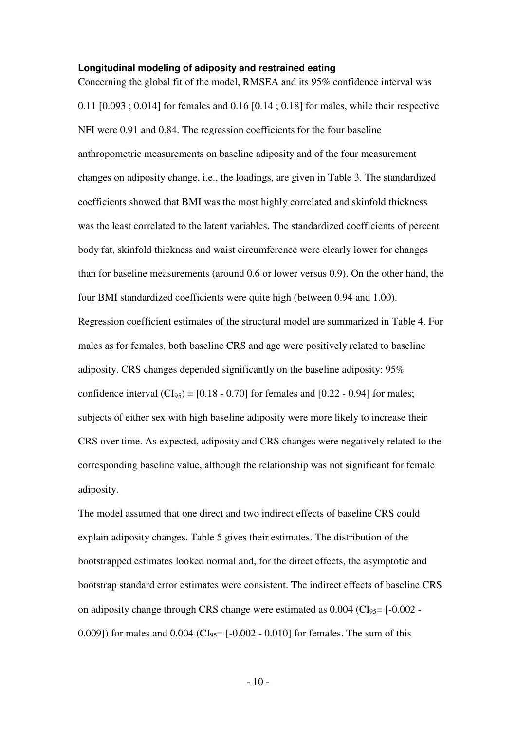**Longitudinal modeling of adiposity and restrained eating**

Concerning the global fit of the model, RMSEA and its 95% confidence interval was 0.11 [0.093 ; 0.014] for females and 0.16 [0.14 ; 0.18] for males, while their respective NFI were 0.91 and 0.84. The regression coefficients for the four baseline anthropometric measurements on baseline adiposity and of the four measurement changes on adiposity change, i.e., the loadings, are given in Table 3. The standardized coefficients showed that BMI was the most highly correlated and skinfold thickness was the least correlated to the latent variables. The standardized coefficients of percent body fat, skinfold thickness and waist circumference were clearly lower for changes than for baseline measurements (around 0.6 or lower versus 0.9). On the other hand, the four BMI standardized coefficients were quite high (between 0.94 and 1.00).

Regression coefficient estimates of the structural model are summarized in Table 4. For males as for females, both baseline CRS and age were positively related to baseline adiposity. CRS changes depended significantly on the baseline adiposity: 95% confidence interval ($CI_{95}$) = [0.18 - 0.70] for females and [0.22 - 0.94] for males; subjects of either sex with high baseline adiposity were more likely to increase their CRS over time. As expected, adiposity and CRS changes were negatively related to the corresponding baseline value, although the relationship was not significant for female adiposity.

The model assumed that one direct and two indirect effects of baseline CRS could explain adiposity changes. Table 5 gives their estimates. The distribution of the bootstrapped estimates looked normal and, for the direct effects, the asymptotic and bootstrap standard error estimates were consistent. The indirect effects of baseline CRS on adiposity change through CRS change were estimated as 0.004 ($CI_{95}$= [-0.002 - 0.009]) for males and 0.004 ($CI_{95}$= [-0.002 - 0.010] for females. The sum of this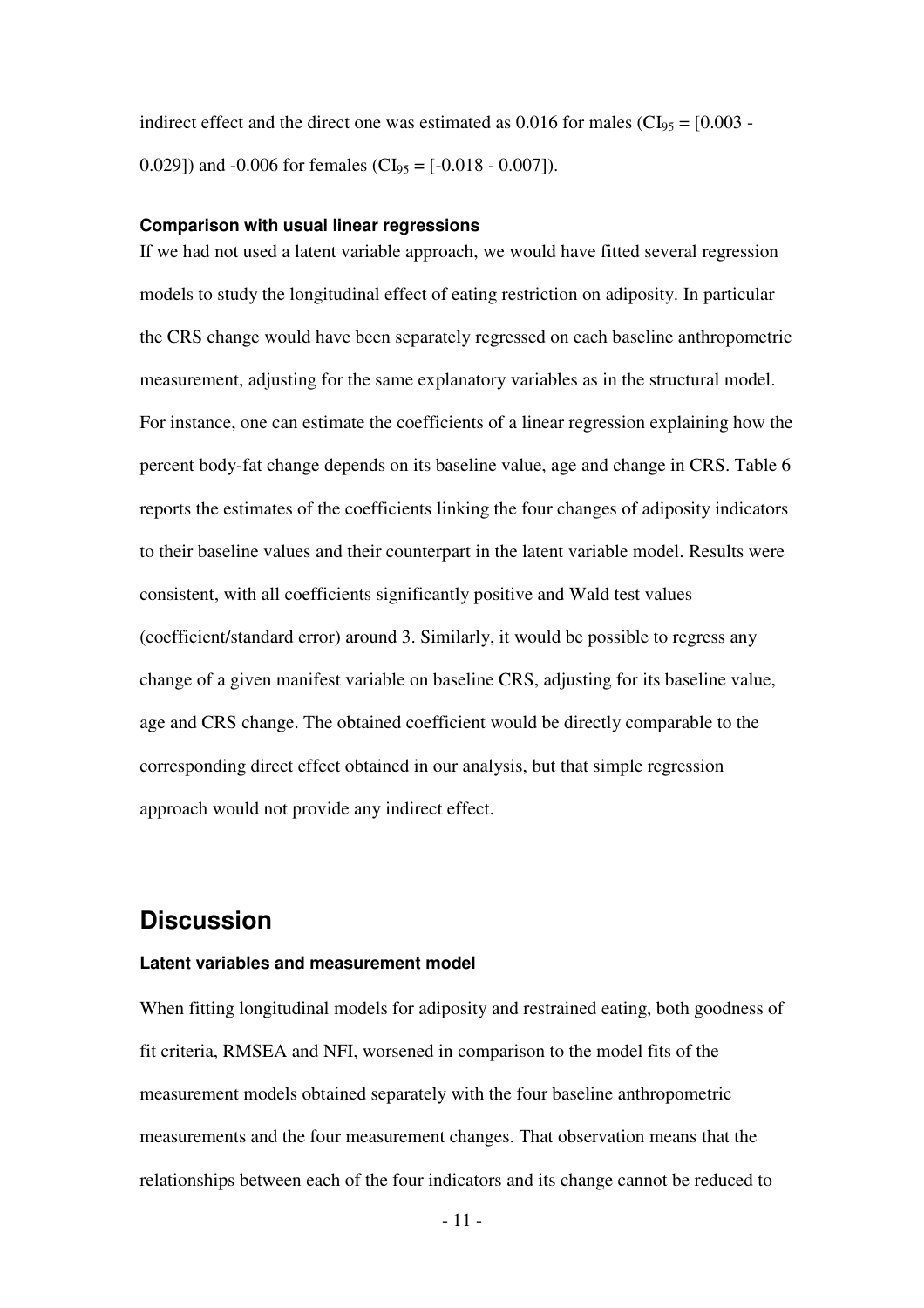indirect effect and the direct one was estimated as 0.016 for males ($CI_{95}$ = [0.003 - 0.029]) and -0.006 for females ($CI_{95}$ = [-0.018 - 0.007]).

#### Comparison with usual linear regressions

If we had not used a latent variable approach, we would have fitted several regression models to study the longitudinal effect of eating restriction on adiposity. In particular the CRS change would have been separately regressed on each baseline anthropometric measurement, adjusting for the same explanatory variables as in the structural model. For instance, one can estimate the coefficients of a linear regression explaining how the percent body-fat change depends on its baseline value, age and change in CRS. Table 6 reports the estimates of the coefficients linking the four changes of adiposity indicators to their baseline values and their counterpart in the latent variable model. Results were consistent, with all coefficients significantly positive and Wald test values (coefficient/standard error) around 3. Similarly, it would be possible to regress any change of a given manifest variable on baseline CRS, adjusting for its baseline value, age and CRS change. The obtained coefficient would be directly comparable to the corresponding direct effect obtained in our analysis, but that simple regression approach would not provide any indirect effect.

## Discussion

#### Latent variables and measurement model

When fitting longitudinal models for adiposity and restrained eating, both goodness of fit criteria, RMSEA and NFI, worsened in comparison to the model fits of the measurement models obtained separately with the four baseline anthropometric measurements and the four measurement changes. That observation means that the relationships between each of the four indicators and its change cannot be reduced to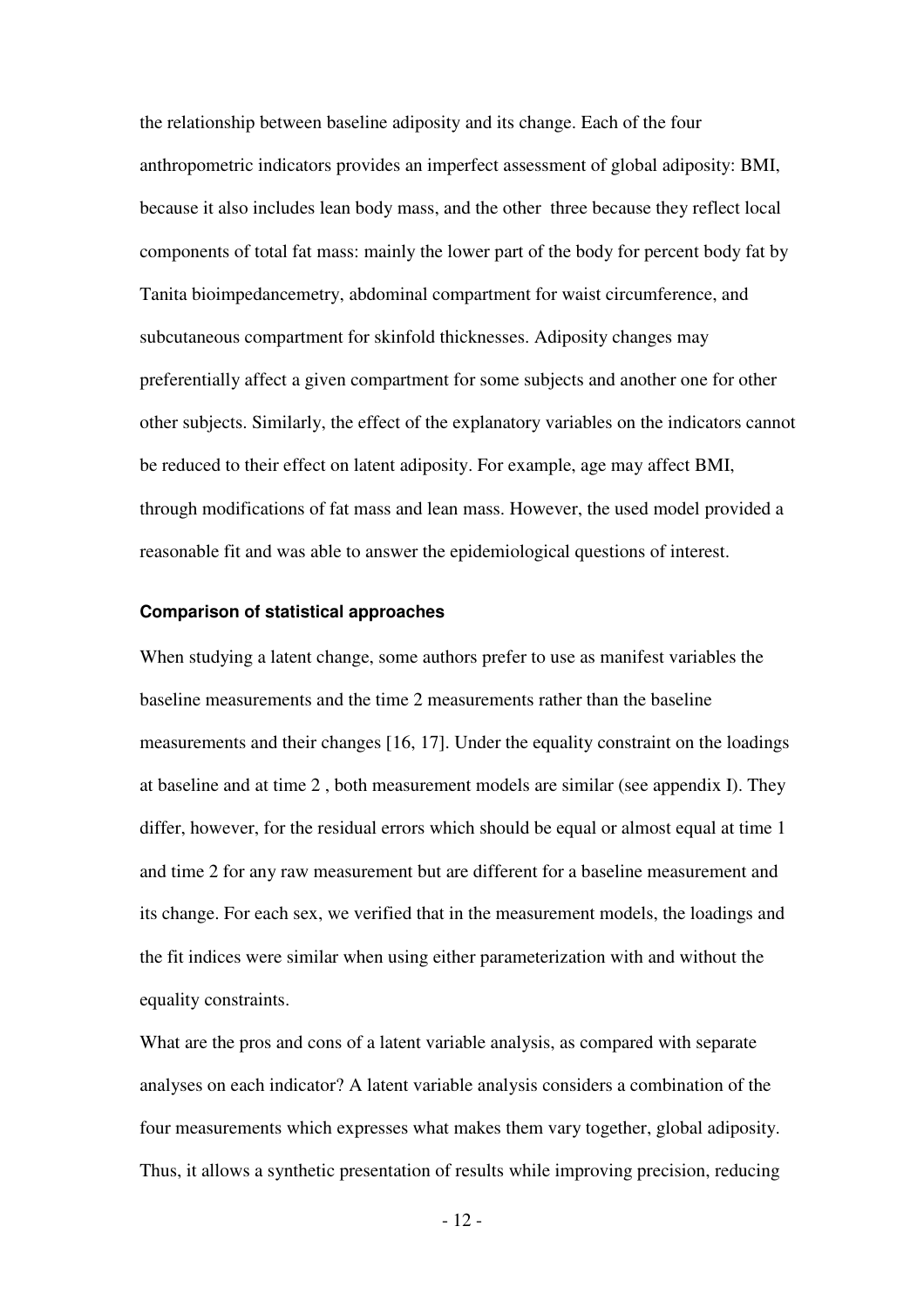the relationship between baseline adiposity and its change. Each of the four anthropometric indicators provides an imperfect assessment of global adiposity: BMI, because it also includes lean body mass, and the other three because they reflect local components of total fat mass: mainly the lower part of the body for percent body fat by Tanita bioimpedancemetry, abdominal compartment for waist circumference, and subcutaneous compartment for skinfold thicknesses. Adiposity changes may preferentially affect a given compartment for some subjects and another one for other other subjects. Similarly, the effect of the explanatory variables on the indicators cannot be reduced to their effect on latent adiposity. For example, age may affect BMI, through modifications of fat mass and lean mass. However, the used model provided a reasonable fit and was able to answer the epidemiological questions of interest.

### Comparison of statistical approaches

When studying a latent change, some authors prefer to use as manifest variables the baseline measurements and the time 2 measurements rather than the baseline measurements and their changes [16, 17]. Under the equality constraint on the loadings at baseline and at time 2 , both measurement models are similar (see appendix I). They differ, however, for the residual errors which should be equal or almost equal at time 1 and time 2 for any raw measurement but are different for a baseline measurement and its change. For each sex, we verified that in the measurement models, the loadings and the fit indices were similar when using either parameterization with and without the equality constraints.

What are the pros and cons of a latent variable analysis, as compared with separate analyses on each indicator? A latent variable analysis considers a combination of the four measurements which expresses what makes them vary together, global adiposity. Thus, it allows a synthetic presentation of results while improving precision, reducing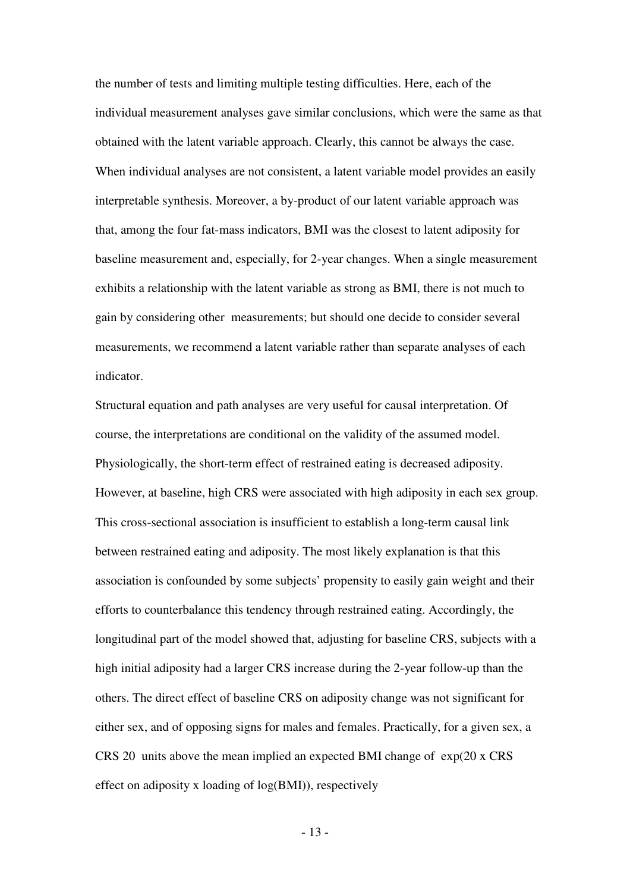the number of tests and limiting multiple testing difficulties. Here, each of the individual measurement analyses gave similar conclusions, which were the same as that obtained with the latent variable approach. Clearly, this cannot be always the case. When individual analyses are not consistent, a latent variable model provides an easily interpretable synthesis. Moreover, a by-product of our latent variable approach was that, among the four fat-mass indicators, BMI was the closest to latent adiposity for baseline measurement and, especially, for 2-year changes. When a single measurement exhibits a relationship with the latent variable as strong as BMI, there is not much to gain by considering other measurements; but should one decide to consider several measurements, we recommend a latent variable rather than separate analyses of each indicator.

Structural equation and path analyses are very useful for causal interpretation. Of course, the interpretations are conditional on the validity of the assumed model. Physiologically, the short-term effect of restrained eating is decreased adiposity. However, at baseline, high CRS were associated with high adiposity in each sex group. This cross-sectional association is insufficient to establish a long-term causal link between restrained eating and adiposity. The most likely explanation is that this association is confounded by some subjects' propensity to easily gain weight and their efforts to counterbalance this tendency through restrained eating. Accordingly, the longitudinal part of the model showed that, adjusting for baseline CRS, subjects with a high initial adiposity had a larger CRS increase during the 2-year follow-up than the others. The direct effect of baseline CRS on adiposity change was not significant for either sex, and of opposing signs for males and females. Practically, for a given sex, a CRS 20 units above the mean implied an expected BMI change of exp(20 x CRS effect on adiposity x loading of log(BMI)), respectively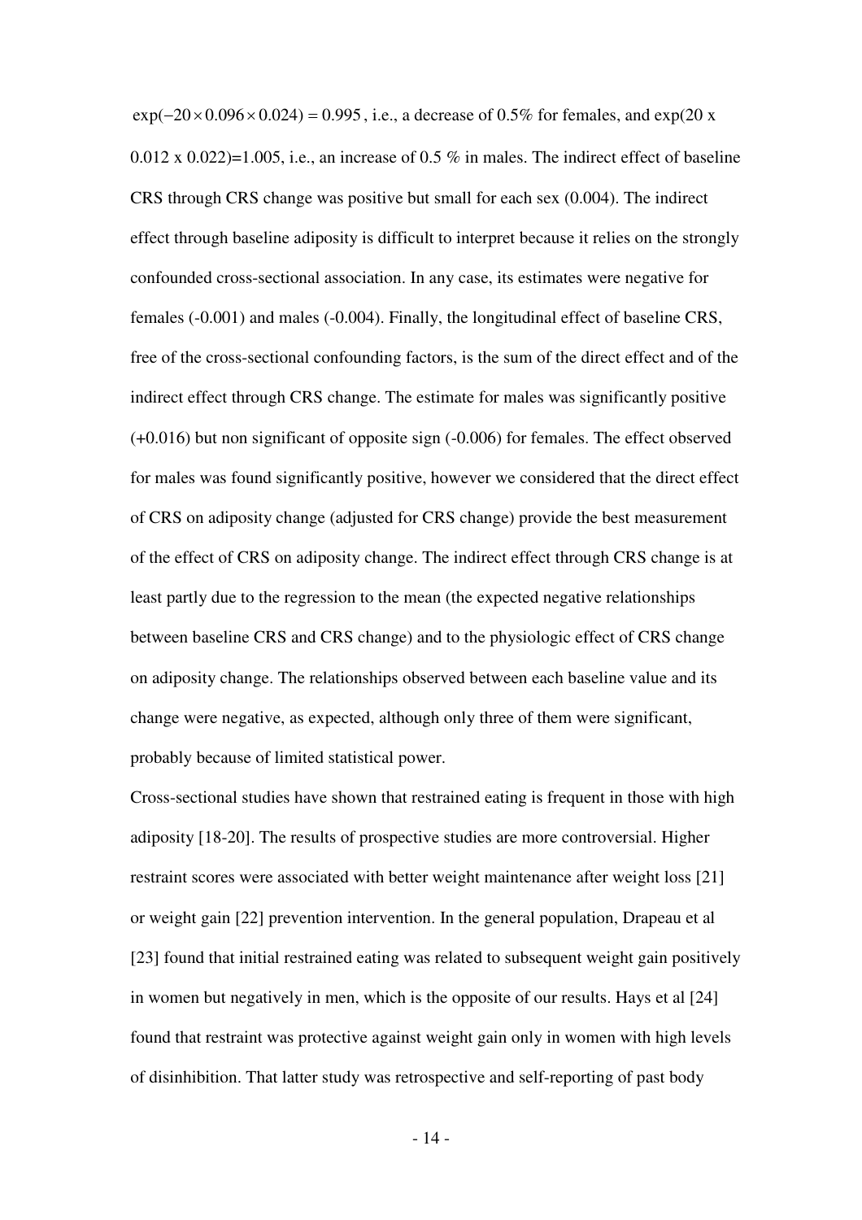$\exp(-20 \times 0.096 \times 0.024) = 0.995$, i.e., a decrease of 0.5% for females, and exp(20 x 0.012 x 0.022)=1.005, i.e., an increase of 0.5 % in males. The indirect effect of baseline CRS through CRS change was positive but small for each sex (0.004). The indirect effect through baseline adiposity is difficult to interpret because it relies on the strongly confounded cross-sectional association. In any case, its estimates were negative for females (-0.001) and males (-0.004). Finally, the longitudinal effect of baseline CRS, free of the cross-sectional confounding factors, is the sum of the direct effect and of the indirect effect through CRS change. The estimate for males was significantly positive (+0.016) but non significant of opposite sign (-0.006) for females. The effect observed for males was found significantly positive, however we considered that the direct effect of CRS on adiposity change (adjusted for CRS change) provide the best measurement of the effect of CRS on adiposity change. The indirect effect through CRS change is at least partly due to the regression to the mean (the expected negative relationships between baseline CRS and CRS change) and to the physiologic effect of CRS change on adiposity change. The relationships observed between each baseline value and its change were negative, as expected, although only three of them were significant, probably because of limited statistical power.

Cross-sectional studies have shown that restrained eating is frequent in those with high adiposity [18-20]. The results of prospective studies are more controversial. Higher restraint scores were associated with better weight maintenance after weight loss [21] or weight gain [22] prevention intervention. In the general population, Drapeau et al [23] found that initial restrained eating was related to subsequent weight gain positively in women but negatively in men, which is the opposite of our results. Hays et al [24] found that restraint was protective against weight gain only in women with high levels of disinhibition. That latter study was retrospective and self-reporting of past body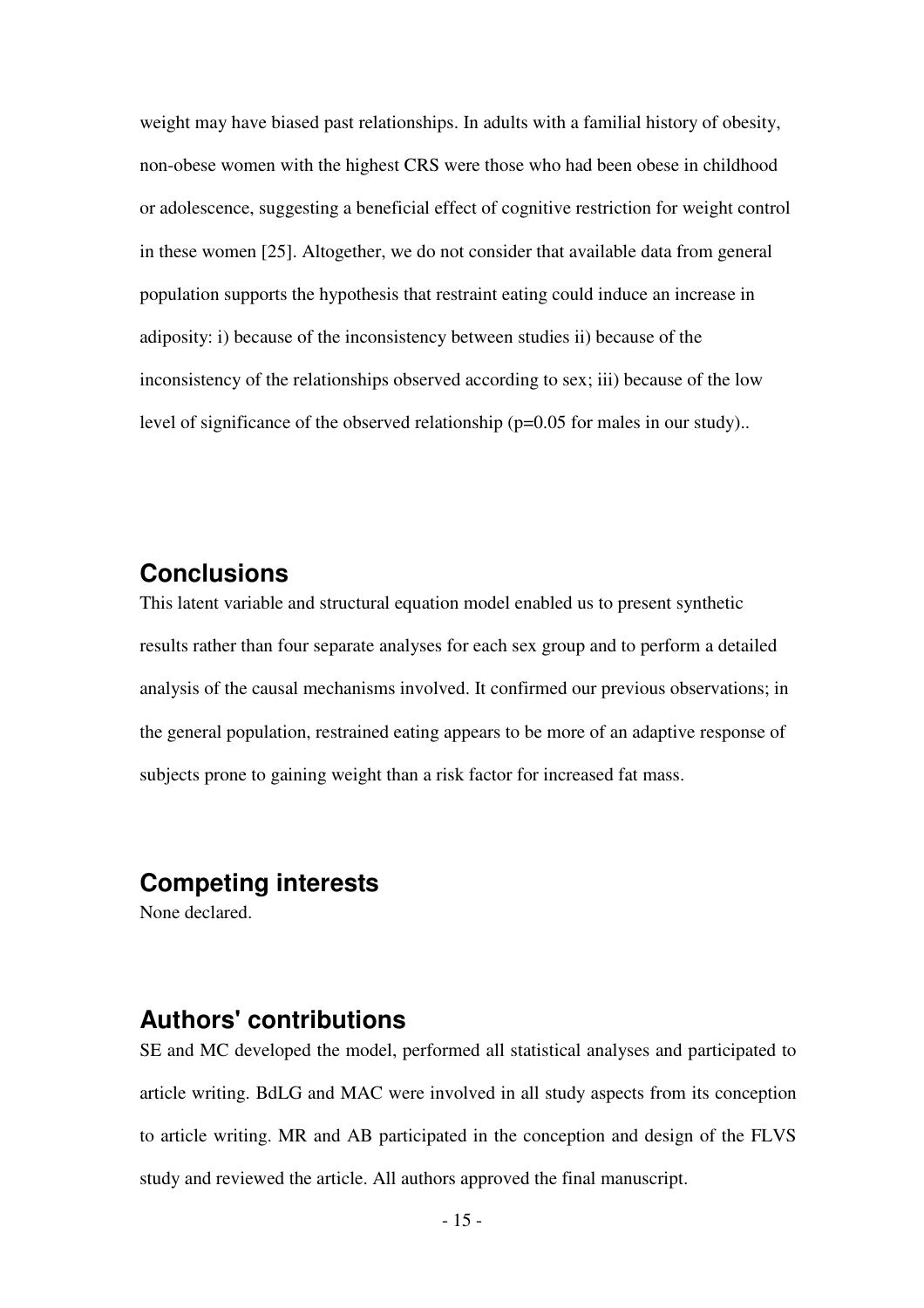weight may have biased past relationships. In adults with a familial history of obesity, non-obese women with the highest CRS were those who had been obese in childhood or adolescence, suggesting a beneficial effect of cognitive restriction for weight control in these women [25]. Altogether, we do not consider that available data from general population supports the hypothesis that restraint eating could induce an increase in adiposity: i) because of the inconsistency between studies ii) because of the inconsistency of the relationships observed according to sex; iii) because of the low level of significance of the observed relationship ($p=0.05$ for males in our study)..

## Conclusions

This latent variable and structural equation model enabled us to present synthetic results rather than four separate analyses for each sex group and to perform a detailed analysis of the causal mechanisms involved. It confirmed our previous observations; in the general population, restrained eating appears to be more of an adaptive response of subjects prone to gaining weight than a risk factor for increased fat mass.

## Competing interests

None declared.

## Authors' contributions

SE and MC developed the model, performed all statistical analyses and participated to article writing. BdLG and MAC were involved in all study aspects from its conception to article writing. MR and AB participated in the conception and design of the FLVS study and reviewed the article. All authors approved the final manuscript.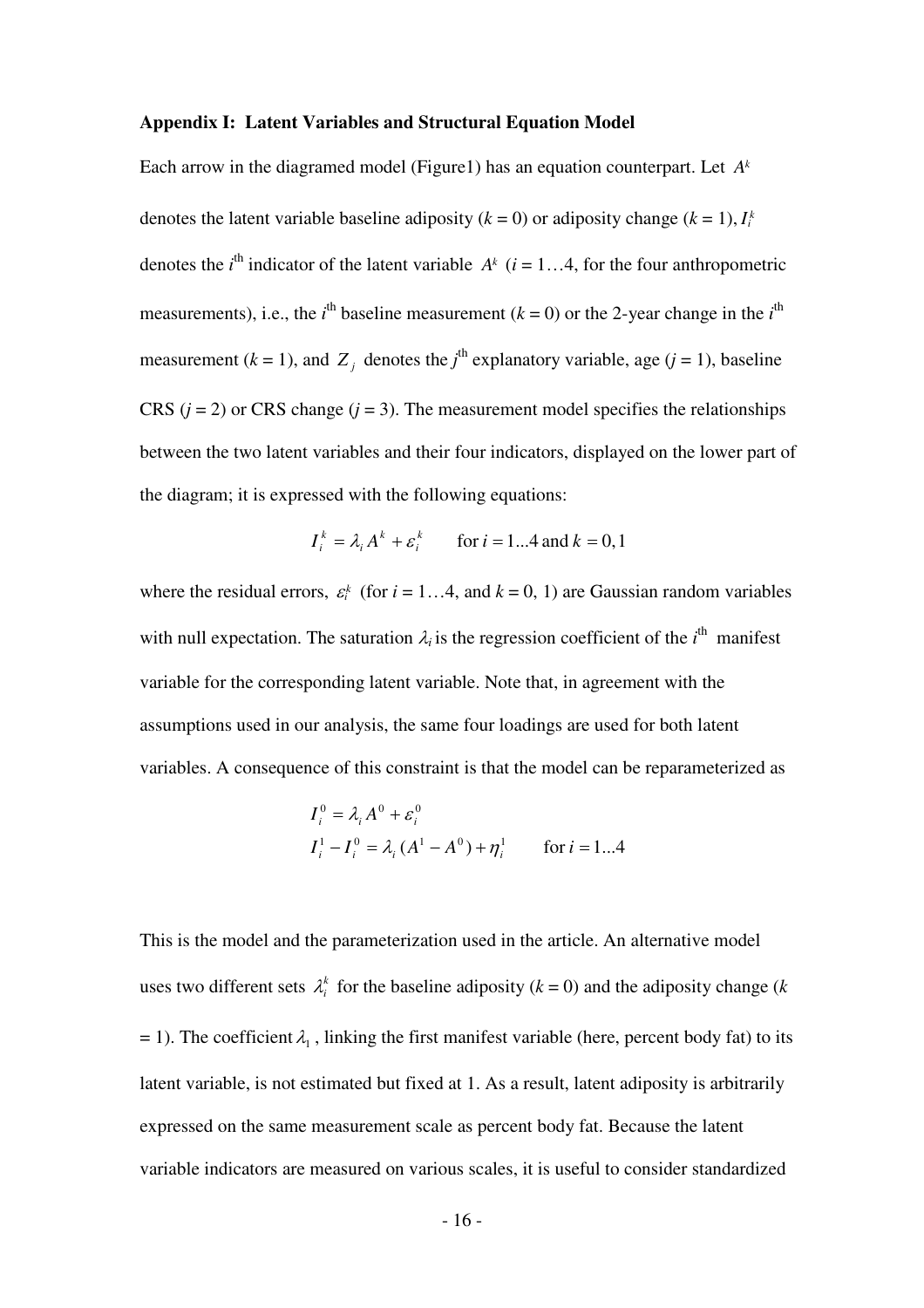**Appendix I: Latent Variables and Structural Equation Model**

Each arrow in the diagramed model (Figure1) has an equation counterpart. Let $A^k$ denotes the latent variable baseline adiposity ($k$ = 0) or adiposity change ($k$ = 1), $I_i^k$ denotes the $i^{th}$ indicator of the latent variable $A^k$ ($i$ = 1…4, for the four anthropometric measurements), i.e., the $i^{th}$ baseline measurement ($k$ = 0) or the 2-year change in the $i^{th}$ measurement ($k$ = 1), and $Z_j$ denotes the $j^{th}$ explanatory variable, age ($j$ = 1), baseline CRS ($j$ = 2) or CRS change ($j$ = 3). The measurement model specifies the relationships between the two latent variables and their four indicators, displayed on the lower part of the diagram; it is expressed with the following equations:

$$I_i^k = \lambda_i A^k + \varepsilon_i^k \qquad \text{for } i = 1...4 \text{ and } k = 0, 1$$

where the residual errors, $\varepsilon_i^k$ (for $i$ = 1…4, and $k$ = 0, 1) are Gaussian random variables with null expectation. The saturation $\lambda_i$ is the regression coefficient of the $i^{th}$ manifest variable for the corresponding latent variable. Note that, in agreement with the assumptions used in our analysis, the same four loadings are used for both latent variables. A consequence of this constraint is that the model can be reparameterized as

$$\begin{aligned} I_i^0 &= \lambda_i A^0 + \varepsilon_i^0 \\ I_i^1 - I_i^0 &= \lambda_i (A^1 - A^0) + \eta_i^1 \qquad \text{for } i = 1...4 \end{aligned}$$

This is the model and the parameterization used in the article. An alternative model uses two different sets $\lambda_i^k$ for the baseline adiposity ($k$ = 0) and the adiposity change ($k$ = 1). The coefficient $\lambda_1$, linking the first manifest variable (here, percent body fat) to its latent variable, is not estimated but fixed at 1. As a result, latent adiposity is arbitrarily expressed on the same measurement scale as percent body fat. Because the latent variable indicators are measured on various scales, it is useful to consider standardized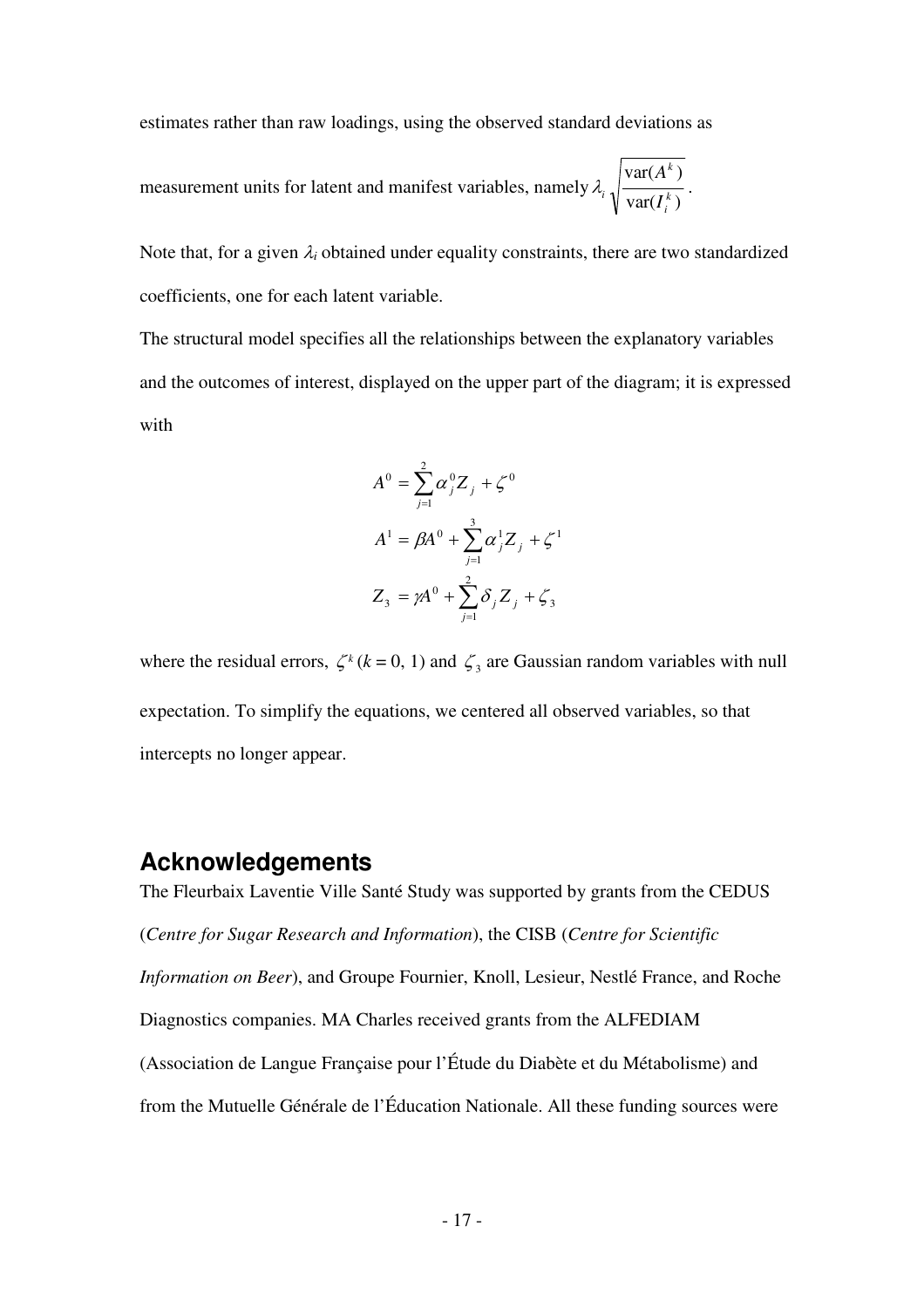estimates rather than raw loadings, using the observed standard deviations as measurement units for latent and manifest variables, namely $\lambda_i \sqrt{\dfrac{\mathrm{var}(A^k)}{\mathrm{var}(I_i^k)}}$.

Note that, for a given $\lambda_i$ obtained under equality constraints, there are two standardized coefficients, one for each latent variable.

The structural model specifies all the relationships between the explanatory variables and the outcomes of interest, displayed on the upper part of the diagram; it is expressed with

$$A^0 = \sum_{j=1}^{2} \alpha_j^0 Z_j + \zeta^0$$

$$A^1 = \beta A^0 + \sum_{j=1}^{3} \alpha_j^1 Z_j + \zeta^1$$

$$Z_3 = \gamma A^0 + \sum_{j=1}^{2} \delta_j Z_j + \zeta_3$$

where the residual errors, $\zeta^k$ ($k = 0, 1$) and $\zeta_3$ are Gaussian random variables with null expectation. To simplify the equations, we centered all observed variables, so that intercepts no longer appear.

## Acknowledgements

The Fleurbaix Laventie Ville Santé Study was supported by grants from the CEDUS (*Centre for Sugar Research and Information*), the CISB (*Centre for Scientific Information on Beer*), and Groupe Fournier, Knoll, Lesieur, Nestlé France, and Roche Diagnostics companies. MA Charles received grants from the ALFEDIAM (Association de Langue Française pour l'Étude du Diabète et du Métabolisme) and from the Mutuelle Générale de l'Éducation Nationale. All these funding sources were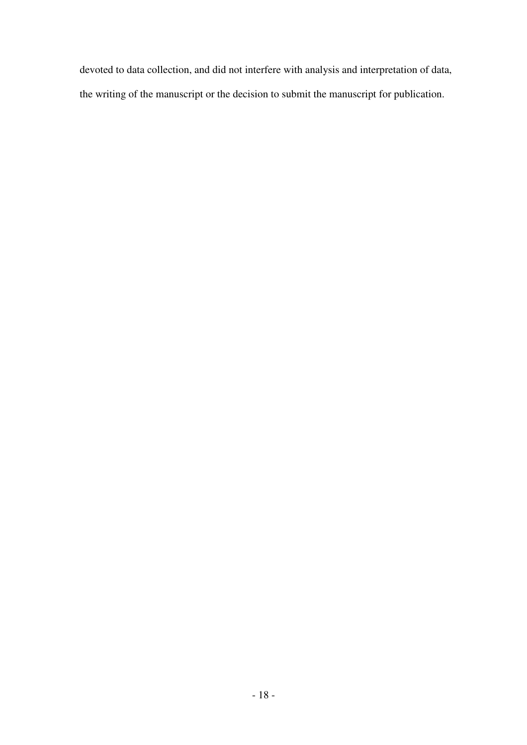devoted to data collection, and did not interfere with analysis and interpretation of data, the writing of the manuscript or the decision to submit the manuscript for publication.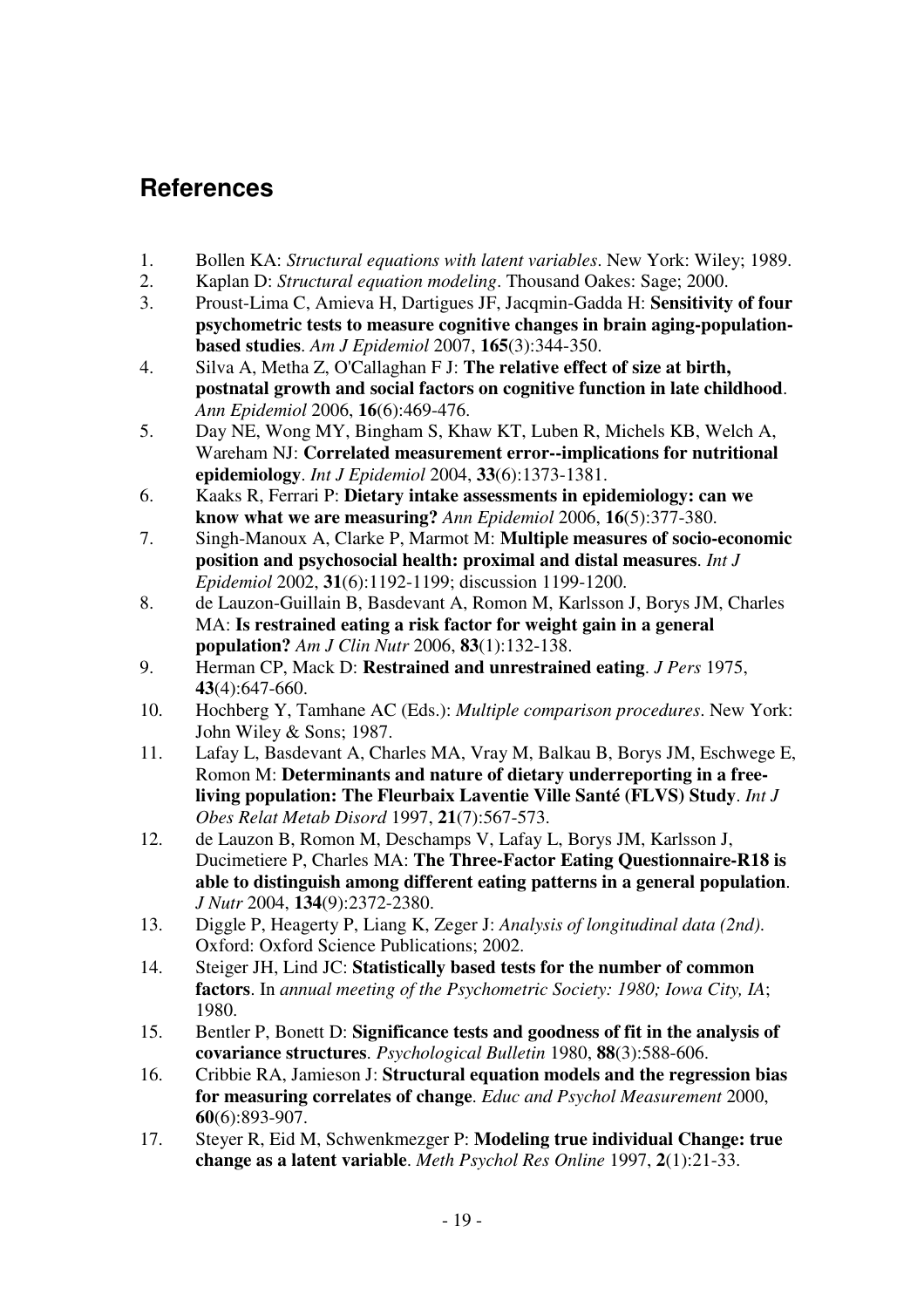## References

1. Bollen KA: *Structural equations with latent variables*. New York: Wiley; 1989.
2. Kaplan D: *Structural equation modeling*. Thousand Oakes: Sage; 2000.
3. Proust-Lima C, Amieva H, Dartigues JF, Jacqmin-Gadda H: **Sensitivity of four psychometric tests to measure cognitive changes in brain aging-population-based studies**. *Am J Epidemiol* 2007, **165**(3):344-350.
4. Silva A, Metha Z, O'Callaghan F J: **The relative effect of size at birth, postnatal growth and social factors on cognitive function in late childhood**. *Ann Epidemiol* 2006, **16**(6):469-476.
5. Day NE, Wong MY, Bingham S, Khaw KT, Luben R, Michels KB, Welch A, Wareham NJ: **Correlated measurement error--implications for nutritional epidemiology**. *Int J Epidemiol* 2004, **33**(6):1373-1381.
6. Kaaks R, Ferrari P: **Dietary intake assessments in epidemiology: can we know what we are measuring?** *Ann Epidemiol* 2006, **16**(5):377-380.
7. Singh-Manoux A, Clarke P, Marmot M: **Multiple measures of socio-economic position and psychosocial health: proximal and distal measures**. *Int J Epidemiol* 2002, **31**(6):1192-1199; discussion 1199-1200.
8. de Lauzon-Guillain B, Basdevant A, Romon M, Karlsson J, Borys JM, Charles MA: **Is restrained eating a risk factor for weight gain in a general population?** *Am J Clin Nutr* 2006, **83**(1):132-138.
9. Herman CP, Mack D: **Restrained and unrestrained eating**. *J Pers* 1975, **43**(4):647-660.
10. Hochberg Y, Tamhane AC (Eds.): *Multiple comparison procedures*. New York: John Wiley & Sons; 1987.
11. Lafay L, Basdevant A, Charles MA, Vray M, Balkau B, Borys JM, Eschwege E, Romon M: **Determinants and nature of dietary underreporting in a free-living population: The Fleurbaix Laventie Ville Santé (FLVS) Study**. *Int J Obes Relat Metab Disord* 1997, **21**(7):567-573.
12. de Lauzon B, Romon M, Deschamps V, Lafay L, Borys JM, Karlsson J, Ducimetiere P, Charles MA: **The Three-Factor Eating Questionnaire-R18 is able to distinguish among different eating patterns in a general population**. *J Nutr* 2004, **134**(9):2372-2380.
13. Diggle P, Heagerty P, Liang K, Zeger J: *Analysis of longitudinal data (2nd)*. Oxford: Oxford Science Publications; 2002.
14. Steiger JH, Lind JC: **Statistically based tests for the number of common factors**. In *annual meeting of the Psychometric Society: 1980; Iowa City, IA*; 1980.
15. Bentler P, Bonett D: **Significance tests and goodness of fit in the analysis of covariance structures**. *Psychological Bulletin* 1980, **88**(3):588-606.
16. Cribbie RA, Jamieson J: **Structural equation models and the regression bias for measuring correlates of change**. *Educ and Psychol Measurement* 2000, **60**(6):893-907.
17. Steyer R, Eid M, Schwenkmezger P: **Modeling true individual Change: true change as a latent variable**. *Meth Psychol Res Online* 1997, **2**(1):21-33.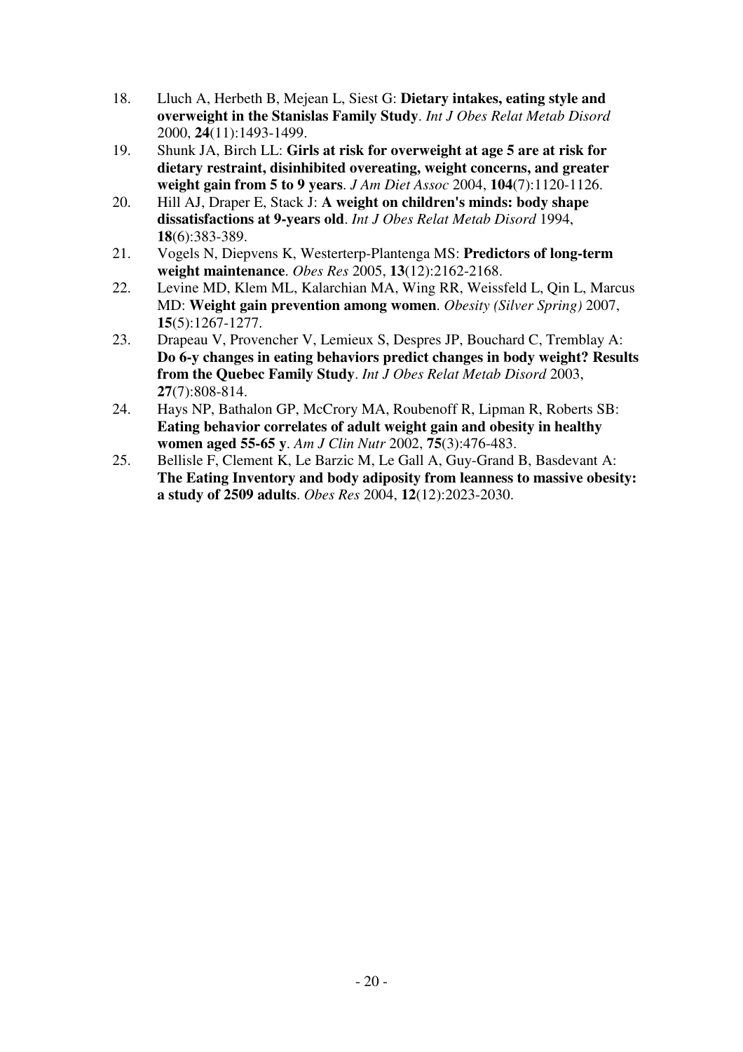18. Lluch A, Herbeth B, Mejean L, Siest G: **Dietary intakes, eating style and overweight in the Stanislas Family Study**. *Int J Obes Relat Metab Disord* 2000, **24**(11):1493-1499.
19. Shunk JA, Birch LL: **Girls at risk for overweight at age 5 are at risk for dietary restraint, disinhibited overeating, weight concerns, and greater weight gain from 5 to 9 years**. *J Am Diet Assoc* 2004, **104**(7):1120-1126.
20. Hill AJ, Draper E, Stack J: **A weight on children's minds: body shape dissatisfactions at 9-years old**. *Int J Obes Relat Metab Disord* 1994, **18**(6):383-389.
21. Vogels N, Diepvens K, Westerterp-Plantenga MS: **Predictors of long-term weight maintenance**. *Obes Res* 2005, **13**(12):2162-2168.
22. Levine MD, Klem ML, Kalarchian MA, Wing RR, Weissfeld L, Qin L, Marcus MD: **Weight gain prevention among women**. *Obesity (Silver Spring)* 2007, **15**(5):1267-1277.
23. Drapeau V, Provencher V, Lemieux S, Despres JP, Bouchard C, Tremblay A: **Do 6-y changes in eating behaviors predict changes in body weight? Results from the Quebec Family Study**. *Int J Obes Relat Metab Disord* 2003, **27**(7):808-814.
24. Hays NP, Bathalon GP, McCrory MA, Roubenoff R, Lipman R, Roberts SB: **Eating behavior correlates of adult weight gain and obesity in healthy women aged 55-65 y**. *Am J Clin Nutr* 2002, **75**(3):476-483.
25. Bellisle F, Clement K, Le Barzic M, Le Gall A, Guy-Grand B, Basdevant A: **The Eating Inventory and body adiposity from leanness to massive obesity: a study of 2509 adults**. *Obes Res* 2004, **12**(12):2023-2030.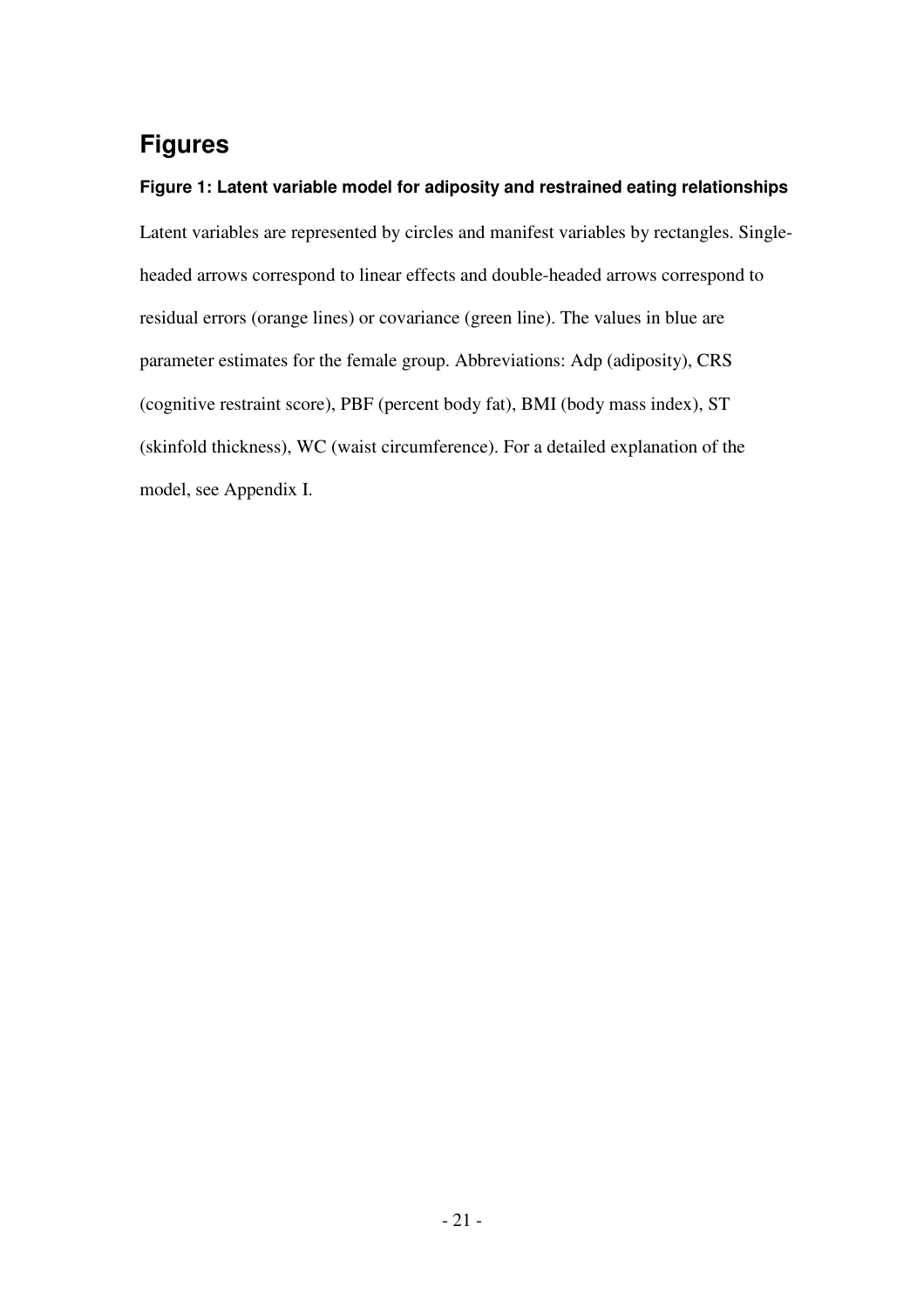# Figures

### Figure 1: Latent variable model for adiposity and restrained eating relationships

Latent variables are represented by circles and manifest variables by rectangles. Single-headed arrows correspond to linear effects and double-headed arrows correspond to residual errors (orange lines) or covariance (green line). The values in blue are parameter estimates for the female group. Abbreviations: Adp (adiposity), CRS (cognitive restraint score), PBF (percent body fat), BMI (body mass index), ST (skinfold thickness), WC (waist circumference). For a detailed explanation of the model, see Appendix I.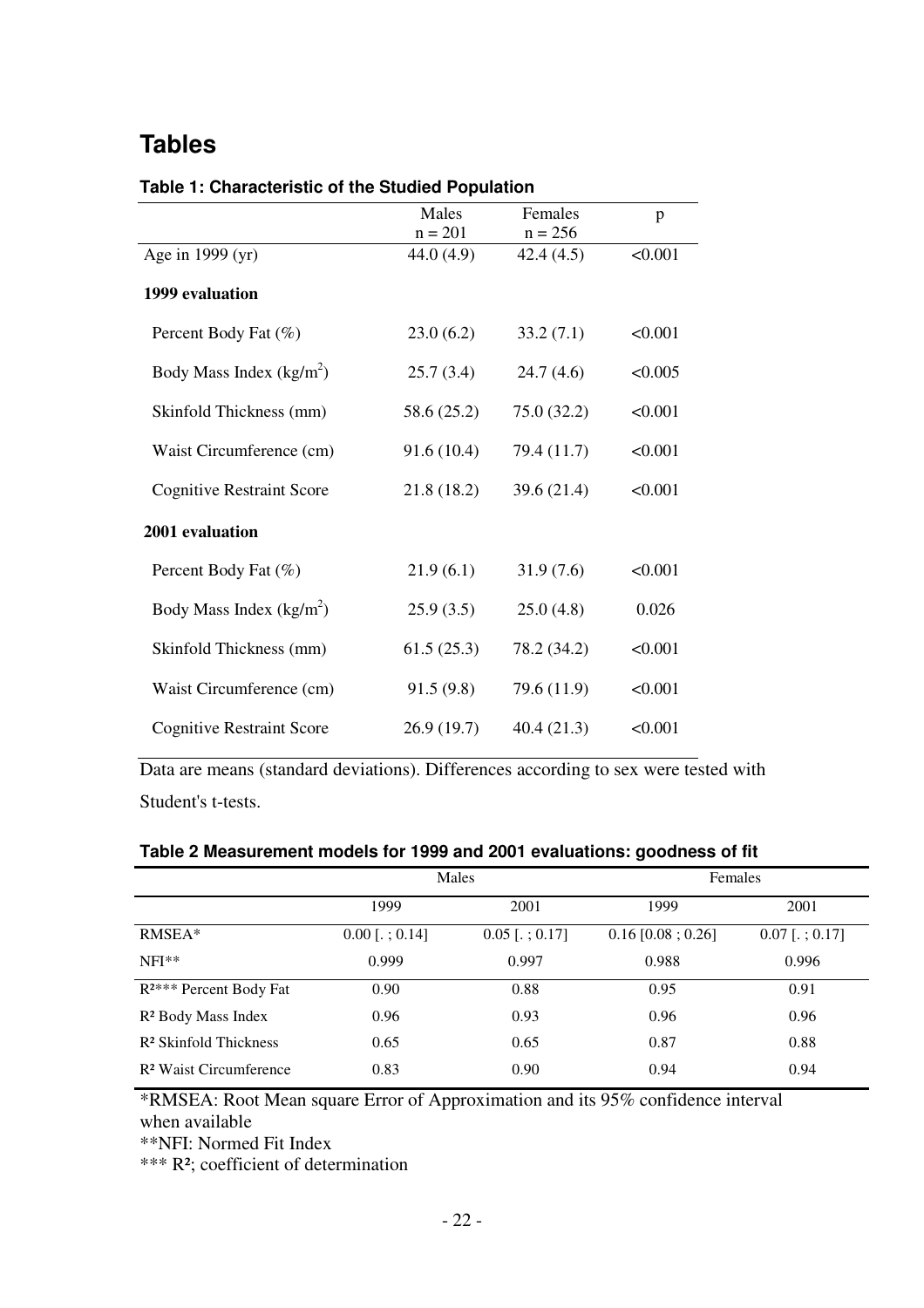# Tables

**Table 1: Characteristic of the Studied Population**

| | Males<br>n = 201 | Females<br>n = 256 | p |
|---|---|---|---|
| Age in 1999 (yr) | 44.0 (4.9) | 42.4 (4.5) | <0.001 |
| **1999 evaluation** | | | |
| Percent Body Fat (%) | 23.0 (6.2) | 33.2 (7.1) | <0.001 |
| Body Mass Index (kg/m$^2$) | 25.7 (3.4) | 24.7 (4.6) | <0.005 |
| Skinfold Thickness (mm) | 58.6 (25.2) | 75.0 (32.2) | <0.001 |
| Waist Circumference (cm) | 91.6 (10.4) | 79.4 (11.7) | <0.001 |
| Cognitive Restraint Score | 21.8 (18.2) | 39.6 (21.4) | <0.001 |
| **2001 evaluation** | | | |
| Percent Body Fat (%) | 21.9 (6.1) | 31.9 (7.6) | <0.001 |
| Body Mass Index (kg/m$^2$) | 25.9 (3.5) | 25.0 (4.8) | 0.026 |
| Skinfold Thickness (mm) | 61.5 (25.3) | 78.2 (34.2) | <0.001 |
| Waist Circumference (cm) | 91.5 (9.8) | 79.6 (11.9) | <0.001 |
| Cognitive Restraint Score | 26.9 (19.7) | 40.4 (21.3) | <0.001 |

Data are means (standard deviations). Differences according to sex were tested with Student's t-tests.

**Table 2 Measurement models for 1999 and 2001 evaluations: goodness of fit**

| | Males | | Females | |
|---|---|---|---|---|
| | 1999 | 2001 | 1999 | 2001 |
| RMSEA* | 0.00 [. ; 0.14] | 0.05 [. ; 0.17] | 0.16 [0.08 ; 0.26] | 0.07 [. ; 0.17] |
| NFI** | 0.999 | 0.997 | 0.988 | 0.996 |
| $R^2$*** Percent Body Fat | 0.90 | 0.88 | 0.95 | 0.91 |
| $R^2$ Body Mass Index | 0.96 | 0.93 | 0.96 | 0.96 |
| $R^2$ Skinfold Thickness | 0.65 | 0.65 | 0.87 | 0.88 |
| $R^2$ Waist Circumference | 0.83 | 0.90 | 0.94 | 0.94 |

*RMSEA: Root Mean square Error of Approximation and its 95% confidence interval when available

**NFI: Normed Fit Index

*** $R^2$; coefficient of determination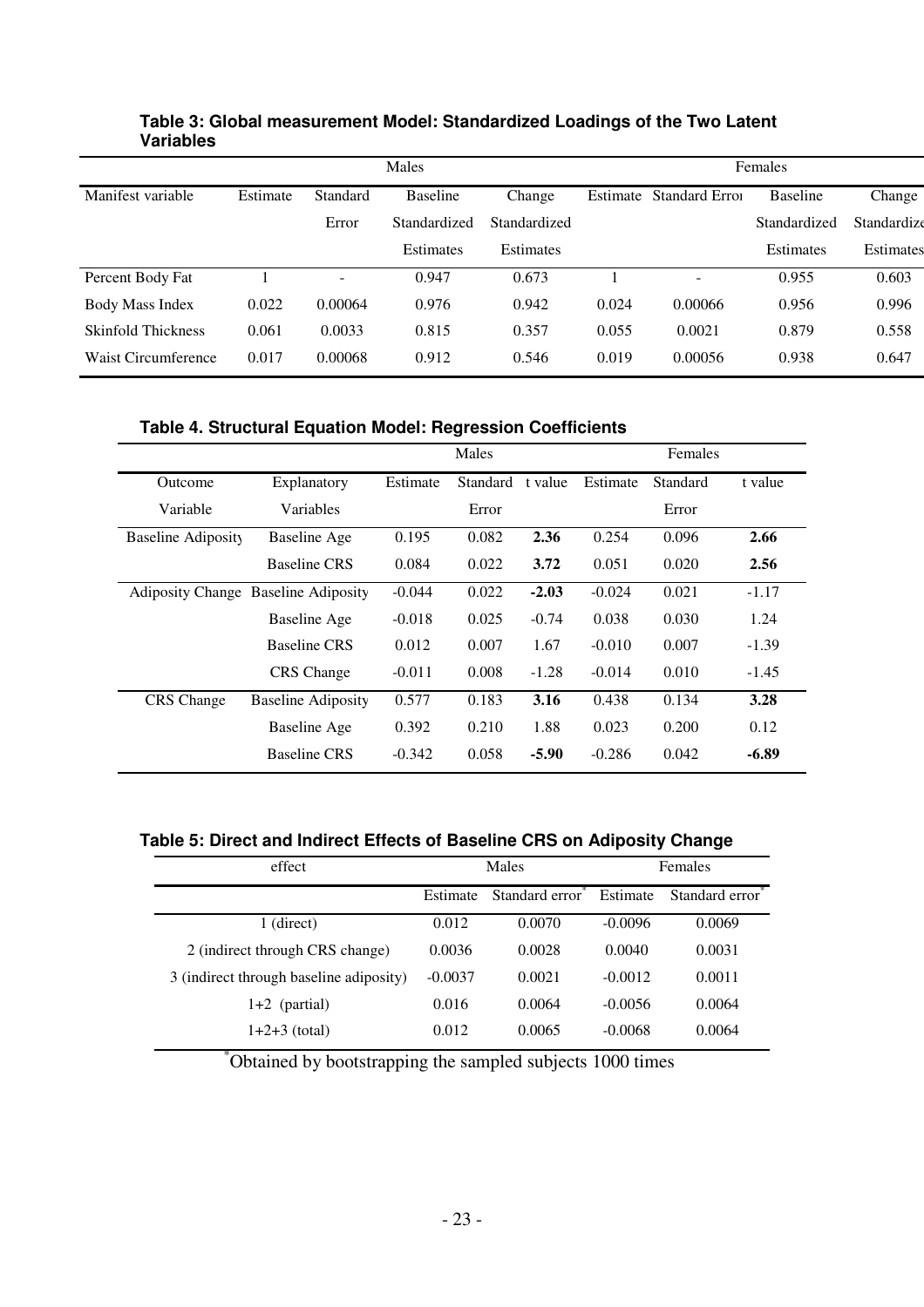**Table 3: Global measurement Model: Standardized Loadings of the Two Latent Variables**

| | Males | | | | Females | | | |
|---|---|---|---|---|---|---|---|---|
| Manifest variable | Estimate | Standard Error | Baseline Standardized Estimates | Change Standardized Estimates | Estimate | Standard Error | Baseline Standardized Estimates | Change Standardized Estimates |
| Percent Body Fat | 1 | - | 0.947 | 0.673 | 1 | - | 0.955 | 0.603 |
| Body Mass Index | 0.022 | 0.00064 | 0.976 | 0.942 | 0.024 | 0.00066 | 0.956 | 0.996 |
| Skinfold Thickness | 0.061 | 0.0033 | 0.815 | 0.357 | 0.055 | 0.0021 | 0.879 | 0.558 |
| Waist Circumference | 0.017 | 0.00068 | 0.912 | 0.546 | 0.019 | 0.00056 | 0.938 | 0.647 |

**Table 4. Structural Equation Model: Regression Coefficients**

| | | Males | | | Females | | |
|---|---|---|---|---|---|---|---|
| Outcome Variable | Explanatory Variables | Estimate | Standard Error | t value | Estimate | Standard Error | t value |
| Baseline Adiposity | Baseline Age | 0.195 | 0.082 | **2.36** | 0.254 | 0.096 | **2.66** |
| | Baseline CRS | 0.084 | 0.022 | **3.72** | 0.051 | 0.020 | **2.56** |
| Adiposity Change | Baseline Adiposity | -0.044 | 0.022 | **-2.03** | -0.024 | 0.021 | -1.17 |
| | Baseline Age | -0.018 | 0.025 | -0.74 | 0.038 | 0.030 | 1.24 |
| | Baseline CRS | 0.012 | 0.007 | 1.67 | -0.010 | 0.007 | -1.39 |
| | CRS Change | -0.011 | 0.008 | -1.28 | -0.014 | 0.010 | -1.45 |
| CRS Change | Baseline Adiposity | 0.577 | 0.183 | **3.16** | 0.438 | 0.134 | **3.28** |
| | Baseline Age | 0.392 | 0.210 | 1.88 | 0.023 | 0.200 | 0.12 |
| | Baseline CRS | -0.342 | 0.058 | **-5.90** | -0.286 | 0.042 | **-6.89** |

**Table 5: Direct and Indirect Effects of Baseline CRS on Adiposity Change**

| effect | Males | | Females | |
|---|---|---|---|---|
| | Estimate | Standard error* | Estimate | Standard error* |
| 1 (direct) | 0.012 | 0.0070 | -0.0096 | 0.0069 |
| 2 (indirect through CRS change) | 0.0036 | 0.0028 | 0.0040 | 0.0031 |
| 3 (indirect through baseline adiposity) | -0.0037 | 0.0021 | -0.0012 | 0.0011 |
| 1+2 (partial) | 0.016 | 0.0064 | -0.0056 | 0.0064 |
| 1+2+3 (total) | 0.012 | 0.0065 | -0.0068 | 0.0064 |

*Obtained by bootstrapping the sampled subjects 1000 times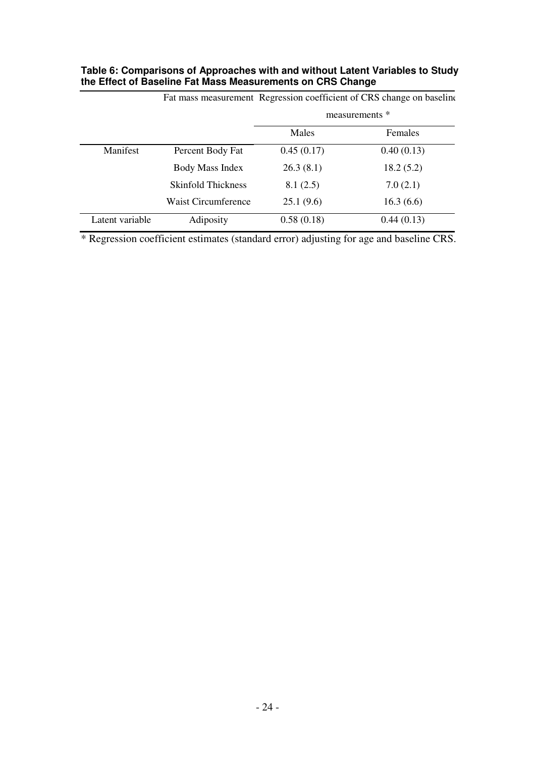**Table 6: Comparisons of Approaches with and without Latent Variables to Study the Effect of Baseline Fat Mass Measurements on CRS Change**

| | Fat mass measurement | Regression coefficient of CRS change on baseline measurements * | |
|---|---|---|---|
| | | Males | Females |
| Manifest | Percent Body Fat | 0.45 (0.17) | 0.40 (0.13) |
| | Body Mass Index | 26.3 (8.1) | 18.2 (5.2) |
| | Skinfold Thickness | 8.1 (2.5) | 7.0 (2.1) |
| | Waist Circumference | 25.1 (9.6) | 16.3 (6.6) |
| Latent variable | Adiposity | 0.58 (0.18) | 0.44 (0.13) |

* Regression coefficient estimates (standard error) adjusting for age and baseline CRS.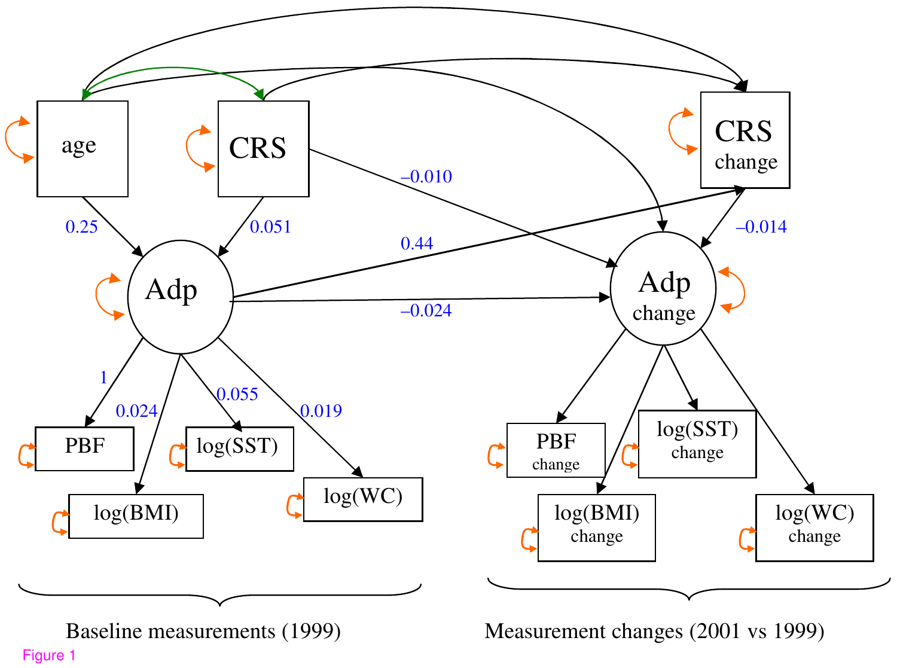age

CRS

CRS change

0.25

0.051

–0.010

0.44

–0.014

Adp

Adp change

–0.024

1

0.024

0.055

0.019

PBF

log(SST)

log(BMI)

log(WC)

PBF change

log(SST) change

log(BMI) change

log(WC) change

Baseline measurements (1999)

Measurement changes (2001 vs 1999)

Figure 1